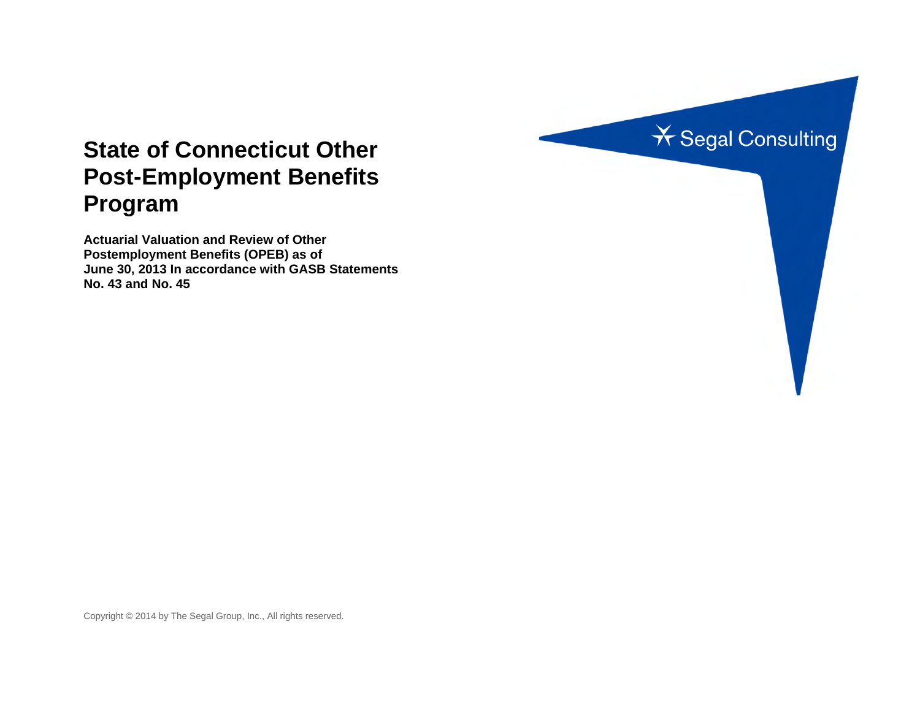# State of Connecticut Other Post-Employment Benefits Program

**Actuarial Valuation and Review of Other Postemployment Benefits (OPEB) as of June 30, 2013 In accordance with GASB Statements No. 43 and No. 45**

Segal Consulting

Copyright © 2014 by The Segal Group, Inc., All rights reserved.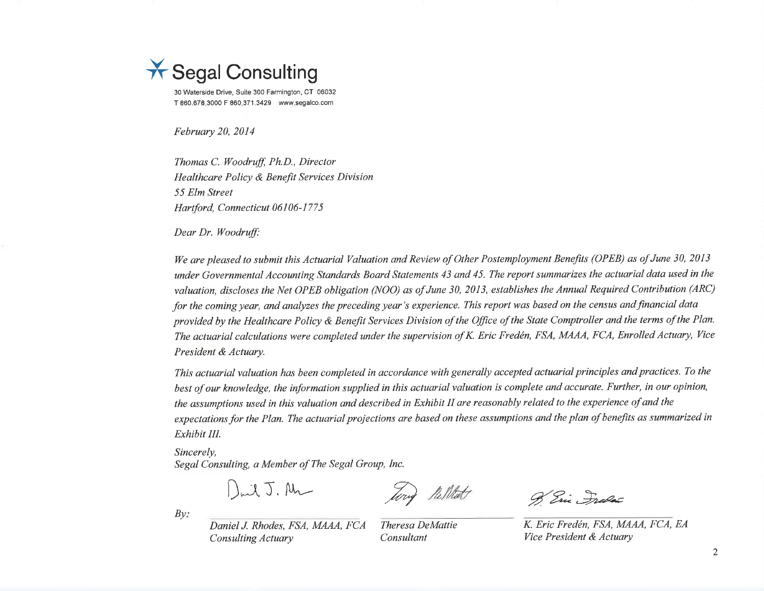# Segal Consulting

30 Waterside Drive, Suite 300 Farmington, CT 06032
T 860.678.3000 F 860.371.3429 www.segalco.com

*February 20, 2014*

*Thomas C. Woodruff, Ph.D., Director*
*Healthcare Policy & Benefit Services Division*
*55 Elm Street*
*Hartford, Connecticut 06106-1775*

*Dear Dr. Woodruff:*

*We are pleased to submit this Actuarial Valuation and Review of Other Postemployment Benefits (OPEB) as of June 30, 2013 under Governmental Accounting Standards Board Statements 43 and 45. The report summarizes the actuarial data used in the valuation, discloses the Net OPEB obligation (NOO) as of June 30, 2013, establishes the Annual Required Contribution (ARC) for the coming year, and analyzes the preceding year's experience. This report was based on the census and financial data provided by the Healthcare Policy & Benefit Services Division of the Office of the State Comptroller and the terms of the Plan. The actuarial calculations were completed under the supervision of K. Eric Fredén, FSA, MAAA, FCA, Enrolled Actuary, Vice President & Actuary.*

*This actuarial valuation has been completed in accordance with generally accepted actuarial principles and practices. To the best of our knowledge, the information supplied in this actuarial valuation is complete and accurate. Further, in our opinion, the assumptions used in this valuation and described in Exhibit II are reasonably related to the experience of and the expectations for the Plan. The actuarial projections are based on these assumptions and the plan of benefits as summarized in Exhibit III.*

*Sincerely,*
*Segal Consulting, a Member of The Segal Group, Inc.*

*By:*

| *Daniel J. Rhodes, FSA, MAAA, FCA* | *Theresa DeMattie* | *K. Eric Fredén, FSA, MAAA, FCA, EA* |
| --- | --- | --- |
| *Consulting Actuary* | *Consultant* | *Vice President & Actuary* |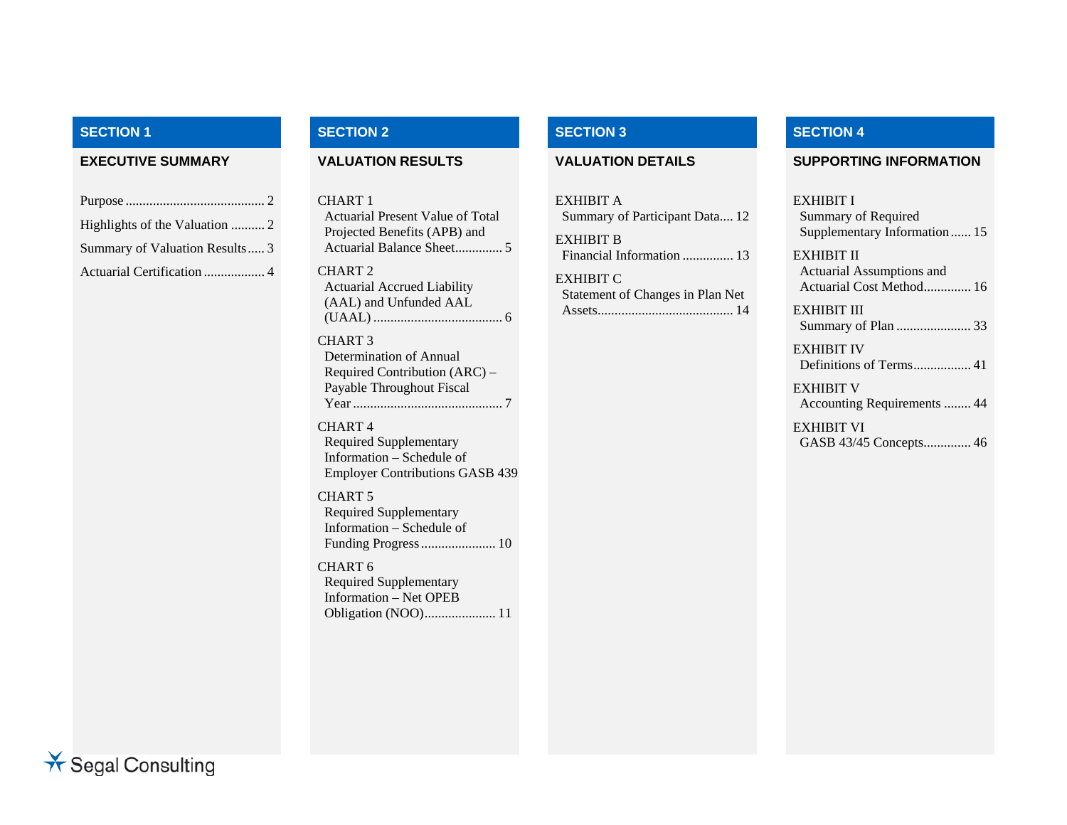## SECTION 1

### EXECUTIVE SUMMARY

Purpose ........................................ 2

Highlights of the Valuation .......... 2

Summary of Valuation Results ..... 3

Actuarial Certification .................. 4

## SECTION 2

### VALUATION RESULTS

CHART 1
Actuarial Present Value of Total Projected Benefits (APB) and Actuarial Balance Sheet............. 5

CHART 2
Actuarial Accrued Liability (AAL) and Unfunded AAL (UAAL) ..................................... 6

CHART 3
Determination of Annual Required Contribution (ARC) – Payable Throughout Fiscal Year ........................................... 7

CHART 4
Required Supplementary Information – Schedule of Employer Contributions GASB 439

CHART 5
Required Supplementary Information – Schedule of Funding Progress ...................... 10

CHART 6
Required Supplementary Information – Net OPEB Obligation (NOO)..................... 11

## SECTION 3

### VALUATION DETAILS

EXHIBIT A
Summary of Participant Data.... 12

EXHIBIT B
Financial Information ............... 13

EXHIBIT C
Statement of Changes in Plan Net Assets........................................ 14

## SECTION 4

### SUPPORTING INFORMATION

EXHIBIT I
Summary of Required Supplementary Information ...... 15

EXHIBIT II
Actuarial Assumptions and Actuarial Cost Method.............. 16

EXHIBIT III
Summary of Plan ...................... 33

EXHIBIT IV
Definitions of Terms................. 41

EXHIBIT V
Accounting Requirements ........ 44

EXHIBIT VI
GASB 43/45 Concepts.............. 46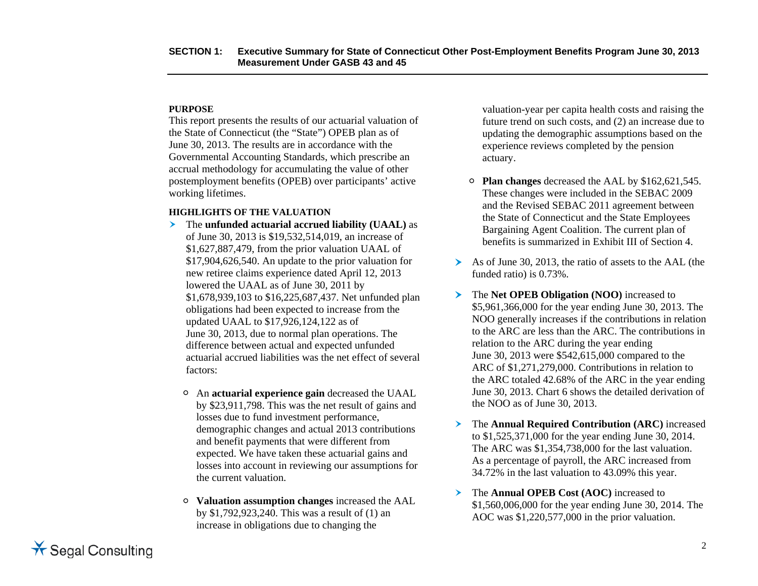**PURPOSE**

This report presents the results of our actuarial valuation of the State of Connecticut (the "State") OPEB plan as of June 30, 2013. The results are in accordance with the Governmental Accounting Standards, which prescribe an accrual methodology for accumulating the value of other postemployment benefits (OPEB) over participants' active working lifetimes.

**HIGHLIGHTS OF THE VALUATION**

- The **unfunded actuarial accrued liability (UAAL)** as of June 30, 2013 is $19,532,514,019, an increase of $1,627,887,479, from the prior valuation UAAL of $17,904,626,540. An update to the prior valuation for new retiree claims experience dated April 12, 2013 lowered the UAAL as of June 30, 2011 by $1,678,939,103 to $16,225,687,437. Net unfunded plan obligations had been expected to increase from the updated UAAL to $17,926,124,122 as of June 30, 2013, due to normal plan operations. The difference between actual and expected unfunded actuarial accrued liabilities was the net effect of several factors:
  - An **actuarial experience gain** decreased the UAAL by $23,911,798. This was the net result of gains and losses due to fund investment performance, demographic changes and actual 2013 contributions and benefit payments that were different from expected. We have taken these actuarial gains and losses into account in reviewing our assumptions for the current valuation.
  - **Valuation assumption changes** increased the AAL by $1,792,923,240. This was a result of (1) an increase in obligations due to changing the valuation-year per capita health costs and raising the future trend on such costs, and (2) an increase due to updating the demographic assumptions based on the experience reviews completed by the pension actuary.
  - **Plan changes** decreased the AAL by $162,621,545. These changes were included in the SEBAC 2009 and the Revised SEBAC 2011 agreement between the State of Connecticut and the State Employees Bargaining Agent Coalition. The current plan of benefits is summarized in Exhibit III of Section 4.
- As of June 30, 2013, the ratio of assets to the AAL (the funded ratio) is 0.73%.
- The **Net OPEB Obligation (NOO)** increased to $5,961,366,000 for the year ending June 30, 2013. The NOO generally increases if the contributions in relation to the ARC are less than the ARC. The contributions in relation to the ARC during the year ending June 30, 2013 were $542,615,000 compared to the ARC of $1,271,279,000. Contributions in relation to the ARC totaled 42.68% of the ARC in the year ending June 30, 2013. Chart 6 shows the detailed derivation of the NOO as of June 30, 2013.
- The **Annual Required Contribution (ARC)** increased to $1,525,371,000 for the year ending June 30, 2014. The ARC was $1,354,738,000 for the last valuation. As a percentage of payroll, the ARC increased from 34.72% in the last valuation to 43.09% this year.
- The **Annual OPEB Cost (AOC)** increased to $1,560,006,000 for the year ending June 30, 2014. The AOC was $1,220,577,000 in the prior valuation.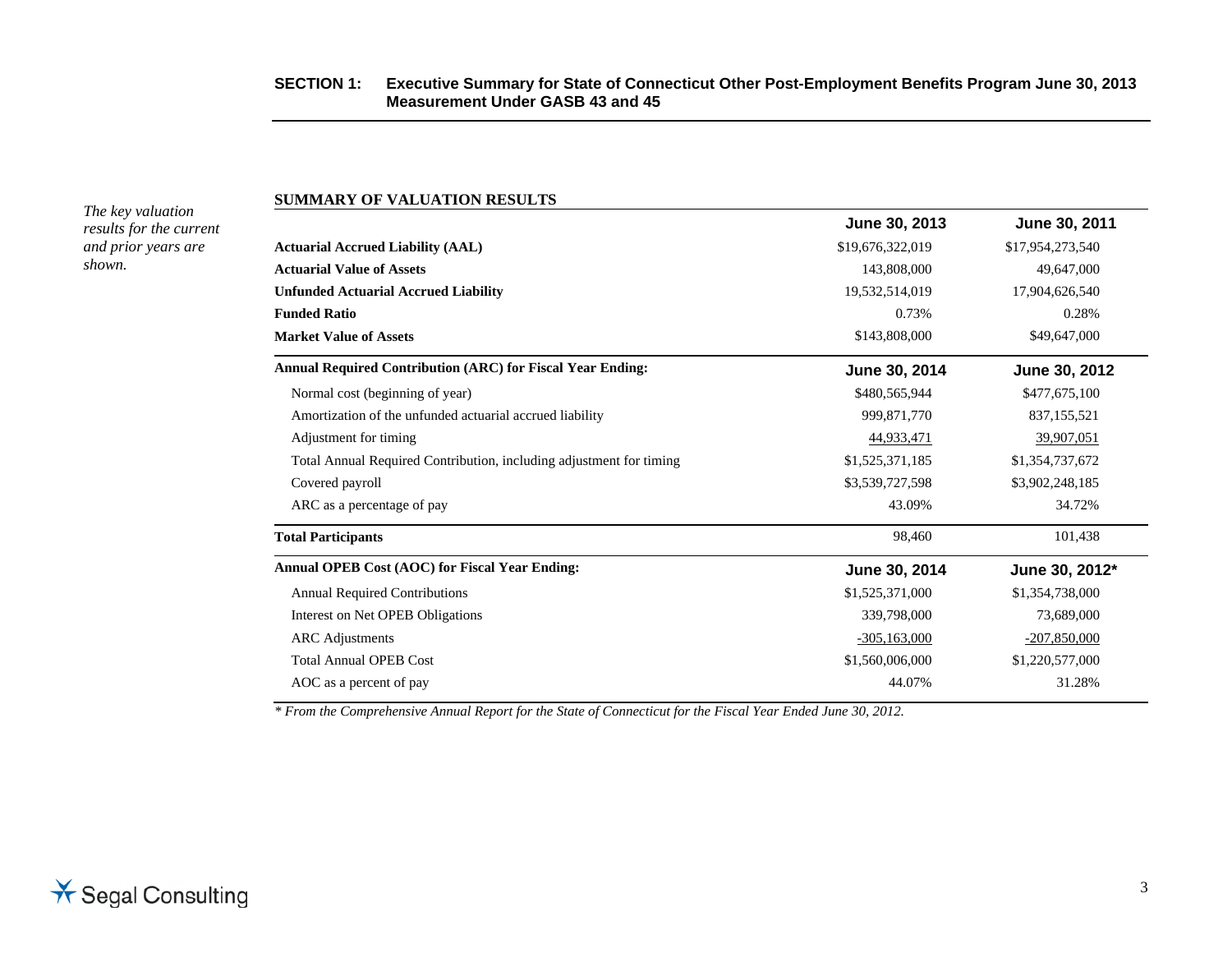## SECTION 1: Executive Summary for State of Connecticut Other Post-Employment Benefits Program June 30, 2013 Measurement Under GASB 43 and 45

*The key valuation results for the current and prior years are shown.*

**SUMMARY OF VALUATION RESULTS**

| | June 30, 2013 | June 30, 2011 |
|---|---|---|
| **Actuarial Accrued Liability (AAL)** | $19,676,322,019 | $17,954,273,540 |
| **Actuarial Value of Assets** | 143,808,000 | 49,647,000 |
| **Unfunded Actuarial Accrued Liability** | 19,532,514,019 | 17,904,626,540 |
| **Funded Ratio** | 0.73% | 0.28% |
| **Market Value of Assets** | $143,808,000 | $49,647,000 |
| **Annual Required Contribution (ARC) for Fiscal Year Ending:** | **June 30, 2014** | **June 30, 2012** |
| Normal cost (beginning of year) | $480,565,944 | $477,675,100 |
| Amortization of the unfunded actuarial accrued liability | 999,871,770 | 837,155,521 |
| Adjustment for timing | 44,933,471 | 39,907,051 |
| Total Annual Required Contribution, including adjustment for timing | $1,525,371,185 | $1,354,737,672 |
| Covered payroll | $3,539,727,598 | $3,902,248,185 |
| ARC as a percentage of pay | 43.09% | 34.72% |
| **Total Participants** | 98,460 | 101,438 |
| **Annual OPEB Cost (AOC) for Fiscal Year Ending:** | **June 30, 2014** | **June 30, 2012*** |
| Annual Required Contributions | $1,525,371,000 | $1,354,738,000 |
| Interest on Net OPEB Obligations | 339,798,000 | 73,689,000 |
| ARC Adjustments | -305,163,000 | -207,850,000 |
| Total Annual OPEB Cost | $1,560,006,000 | $1,220,577,000 |
| AOC as a percent of pay | 44.07% | 31.28% |

*\* From the Comprehensive Annual Report for the State of Connecticut for the Fiscal Year Ended June 30, 2012.*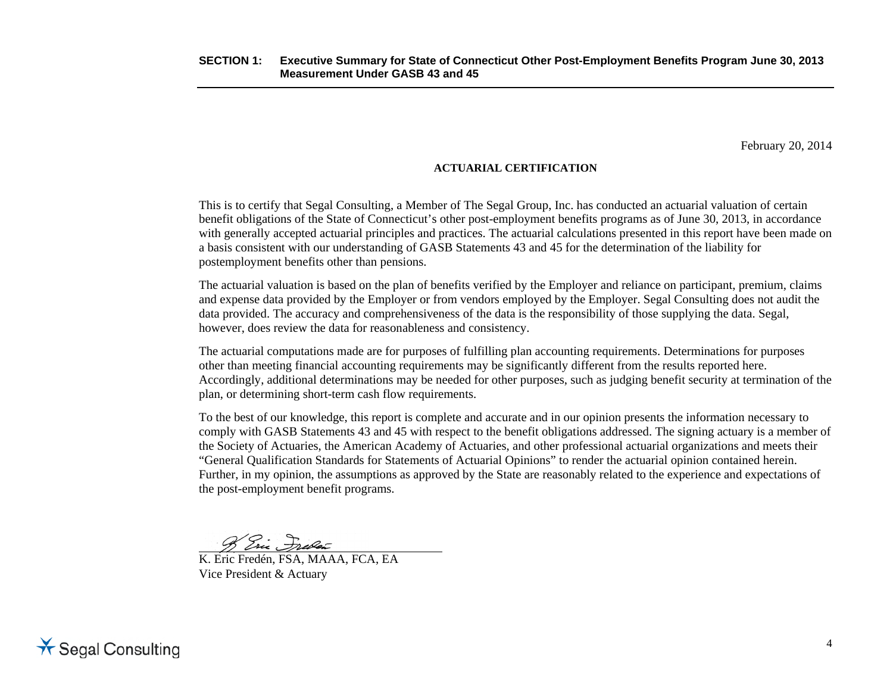February 20, 2014

**ACTUARIAL CERTIFICATION**

This is to certify that Segal Consulting, a Member of The Segal Group, Inc. has conducted an actuarial valuation of certain benefit obligations of the State of Connecticut's other post-employment benefits programs as of June 30, 2013, in accordance with generally accepted actuarial principles and practices. The actuarial calculations presented in this report have been made on a basis consistent with our understanding of GASB Statements 43 and 45 for the determination of the liability for postemployment benefits other than pensions.

The actuarial valuation is based on the plan of benefits verified by the Employer and reliance on participant, premium, claims and expense data provided by the Employer or from vendors employed by the Employer. Segal Consulting does not audit the data provided. The accuracy and comprehensiveness of the data is the responsibility of those supplying the data. Segal, however, does review the data for reasonableness and consistency.

The actuarial computations made are for purposes of fulfilling plan accounting requirements. Determinations for purposes other than meeting financial accounting requirements may be significantly different from the results reported here. Accordingly, additional determinations may be needed for other purposes, such as judging benefit security at termination of the plan, or determining short-term cash flow requirements.

To the best of our knowledge, this report is complete and accurate and in our opinion presents the information necessary to comply with GASB Statements 43 and 45 with respect to the benefit obligations addressed. The signing actuary is a member of the Society of Actuaries, the American Academy of Actuaries, and other professional actuarial organizations and meets their "General Qualification Standards for Statements of Actuarial Opinions" to render the actuarial opinion contained herein. Further, in my opinion, the assumptions as approved by the State are reasonably related to the experience and expectations of the post-employment benefit programs.

K. Eric Fredén, FSA, MAAA, FCA, EA
Vice President & Actuary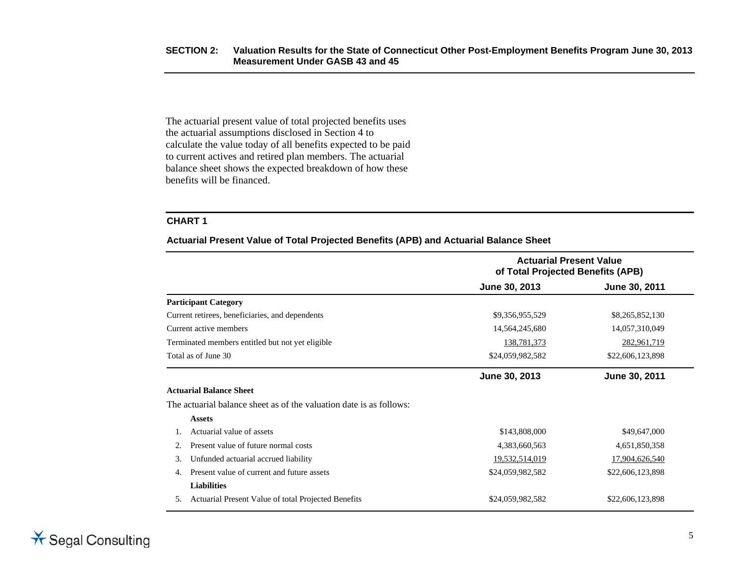The actuarial present value of total projected benefits uses the actuarial assumptions disclosed in Section 4 to calculate the value today of all benefits expected to be paid to current actives and retired plan members. The actuarial balance sheet shows the expected breakdown of how these benefits will be financed.

## CHART 1

### Actuarial Present Value of Total Projected Benefits (APB) and Actuarial Balance Sheet

| | Actuarial Present Value of Total Projected Benefits (APB) | |
|---|---|---|
| | **June 30, 2013** | **June 30, 2011** |
| **Participant Category** | | |
| Current retirees, beneficiaries, and dependents | $9,356,955,529 | $8,265,852,130 |
| Current active members | 14,564,245,680 | 14,057,310,049 |
| Terminated members entitled but not yet eligible | 138,781,373 | 282,961,719 |
| Total as of June 30 | $24,059,982,582 | $22,606,123,898 |

| | **June 30, 2013** | **June 30, 2011** |
|---|---|---|
| **Actuarial Balance Sheet** | | |
| The actuarial balance sheet as of the valuation date is as follows: | | |
| **Assets** | | |
| 1. Actuarial value of assets | $143,808,000 | $49,647,000 |
| 2. Present value of future normal costs | 4,383,660,563 | 4,651,850,358 |
| 3. Unfunded actuarial accrued liability | 19,532,514,019 | 17,904,626,540 |
| 4. Present value of current and future assets | $24,059,982,582 | $22,606,123,898 |
| **Liabilities** | | |
| 5. Actuarial Present Value of total Projected Benefits | $24,059,982,582 | $22,606,123,898 |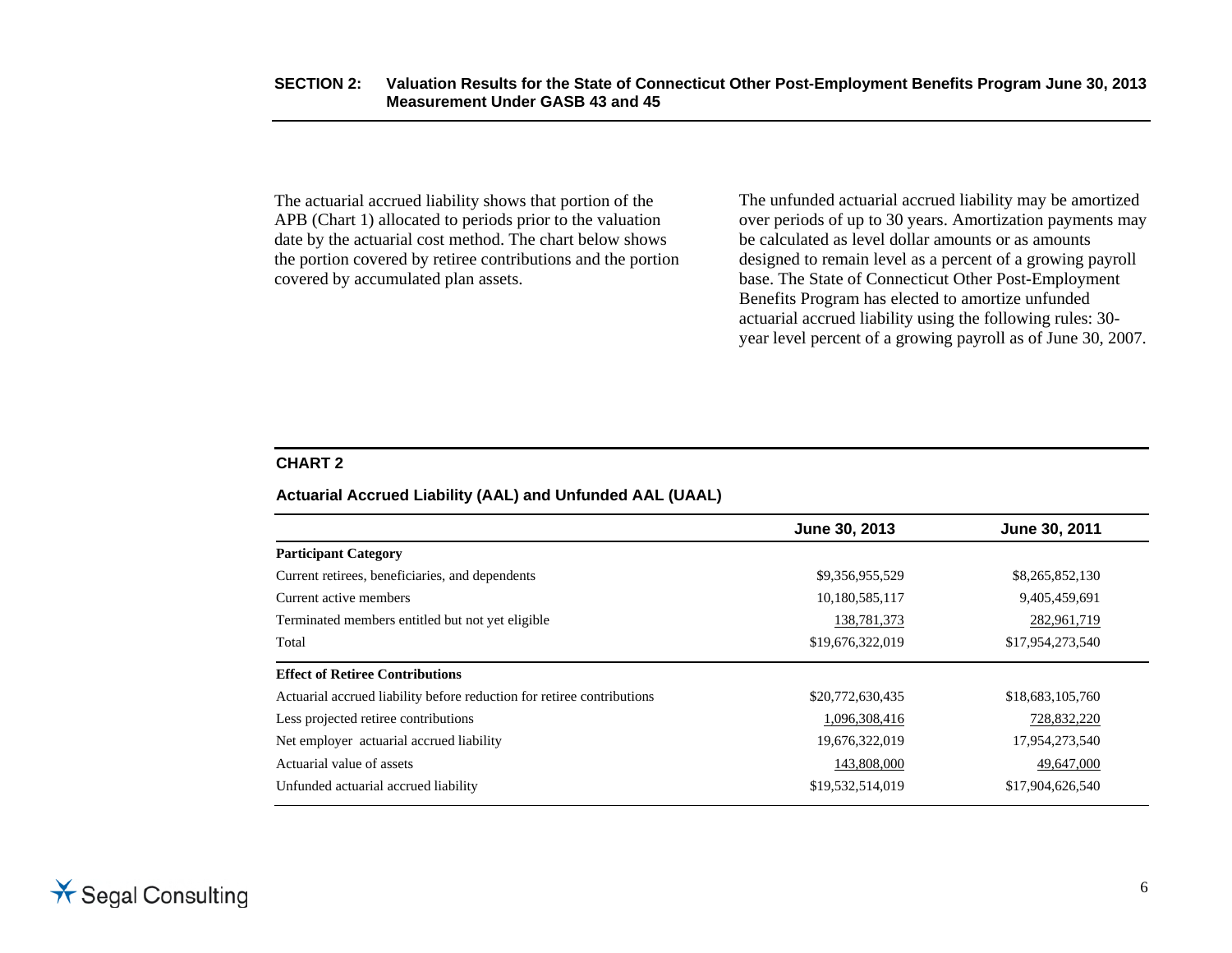The actuarial accrued liability shows that portion of the APB (Chart 1) allocated to periods prior to the valuation date by the actuarial cost method. The chart below shows the portion covered by retiree contributions and the portion covered by accumulated plan assets.

The unfunded actuarial accrued liability may be amortized over periods of up to 30 years. Amortization payments may be calculated as level dollar amounts or as amounts designed to remain level as a percent of a growing payroll base. The State of Connecticut Other Post-Employment Benefits Program has elected to amortize unfunded actuarial accrued liability using the following rules: 30-year level percent of a growing payroll as of June 30, 2007.

## CHART 2

### Actuarial Accrued Liability (AAL) and Unfunded AAL (UAAL)

| | June 30, 2013 | June 30, 2011 |
|---|---|---|
| **Participant Category** | | |
| Current retirees, beneficiaries, and dependents | $9,356,955,529 | $8,265,852,130 |
| Current active members | 10,180,585,117 | 9,405,459,691 |
| Terminated members entitled but not yet eligible | 138,781,373 | 282,961,719 |
| Total | $19,676,322,019 | $17,954,273,540 |
| **Effect of Retiree Contributions** | | |
| Actuarial accrued liability before reduction for retiree contributions | $20,772,630,435 | $18,683,105,760 |
| Less projected retiree contributions | 1,096,308,416 | 728,832,220 |
| Net employer actuarial accrued liability | 19,676,322,019 | 17,954,273,540 |
| Actuarial value of assets | 143,808,000 | 49,647,000 |
| Unfunded actuarial accrued liability | $19,532,514,019 | $17,904,626,540 |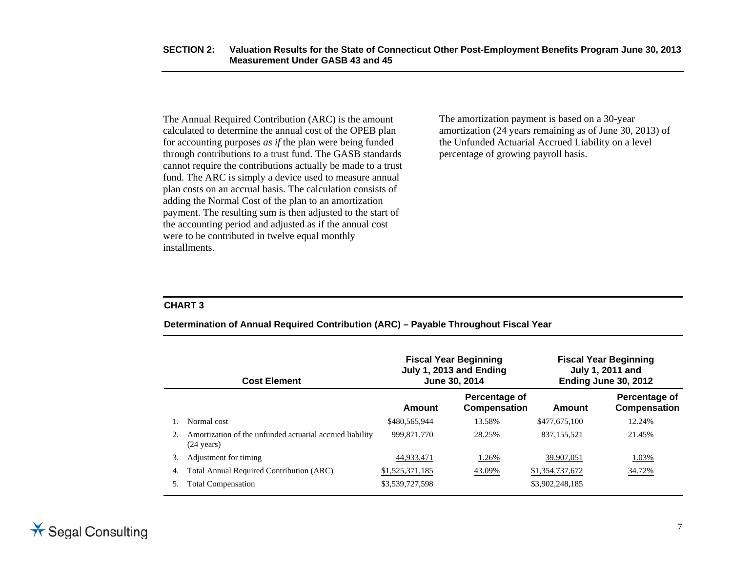The Annual Required Contribution (ARC) is the amount calculated to determine the annual cost of the OPEB plan for accounting purposes *as if* the plan were being funded through contributions to a trust fund. The GASB standards cannot require the contributions actually be made to a trust fund. The ARC is simply a device used to measure annual plan costs on an accrual basis. The calculation consists of adding the Normal Cost of the plan to an amortization payment. The resulting sum is then adjusted to the start of the accounting period and adjusted as if the annual cost were to be contributed in twelve equal monthly installments.

The amortization payment is based on a 30-year amortization (24 years remaining as of June 30, 2013) of the Unfunded Actuarial Accrued Liability on a level percentage of growing payroll basis.

**CHART 3**

**Determination of Annual Required Contribution (ARC) – Payable Throughout Fiscal Year**

| | Cost Element | Fiscal Year Beginning July 1, 2013 and Ending June 30, 2014 | | Fiscal Year Beginning July 1, 2011 and Ending June 30, 2012 | |
|---|---|---|---|---|---|
| | | Amount | Percentage of Compensation | Amount | Percentage of Compensation |
| 1. | Normal cost | $480,565,944 | 13.58% | $477,675,100 | 12.24% |
| 2. | Amortization of the unfunded actuarial accrued liability (24 years) | 999,871,770 | 28.25% | 837,155,521 | 21.45% |
| 3. | Adjustment for timing | 44,933,471 | 1.26% | 39,907,051 | 1.03% |
| 4. | Total Annual Required Contribution (ARC) | $1,525,371,185 | 43.09% | $1,354,737,672 | 34.72% |
| 5. | Total Compensation | $3,539,727,598 | | $3,902,248,185 | |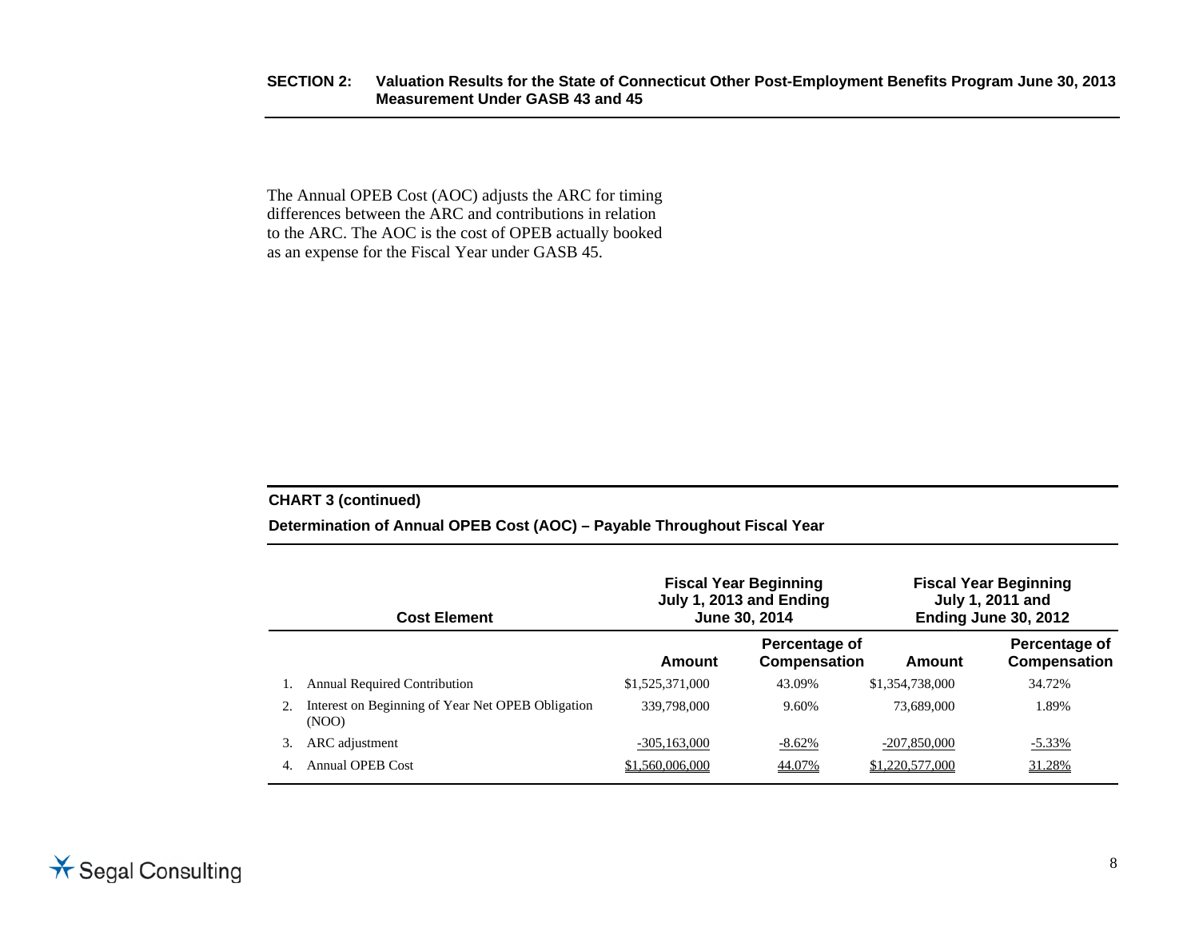The Annual OPEB Cost (AOC) adjusts the ARC for timing differences between the ARC and contributions in relation to the ARC. The AOC is the cost of OPEB actually booked as an expense for the Fiscal Year under GASB 45.

**CHART 3 (continued)**

**Determination of Annual OPEB Cost (AOC) – Payable Throughout Fiscal Year**

| Cost Element | Fiscal Year Beginning July 1, 2013 and Ending June 30, 2014 | | Fiscal Year Beginning July 1, 2011 and Ending June 30, 2012 | |
|---|---|---|---|---|
| | **Amount** | **Percentage of Compensation** | **Amount** | **Percentage of Compensation** |
| 1. Annual Required Contribution | $1,525,371,000 | 43.09% | $1,354,738,000 | 34.72% |
| 2. Interest on Beginning of Year Net OPEB Obligation (NOO) | 339,798,000 | 9.60% | 73,689,000 | 1.89% |
| 3. ARC adjustment | -305,163,000 | -8.62% | -207,850,000 | -5.33% |
| 4. Annual OPEB Cost | $1,560,006,000 | 44.07% | $1,220,577,000 | 31.28% |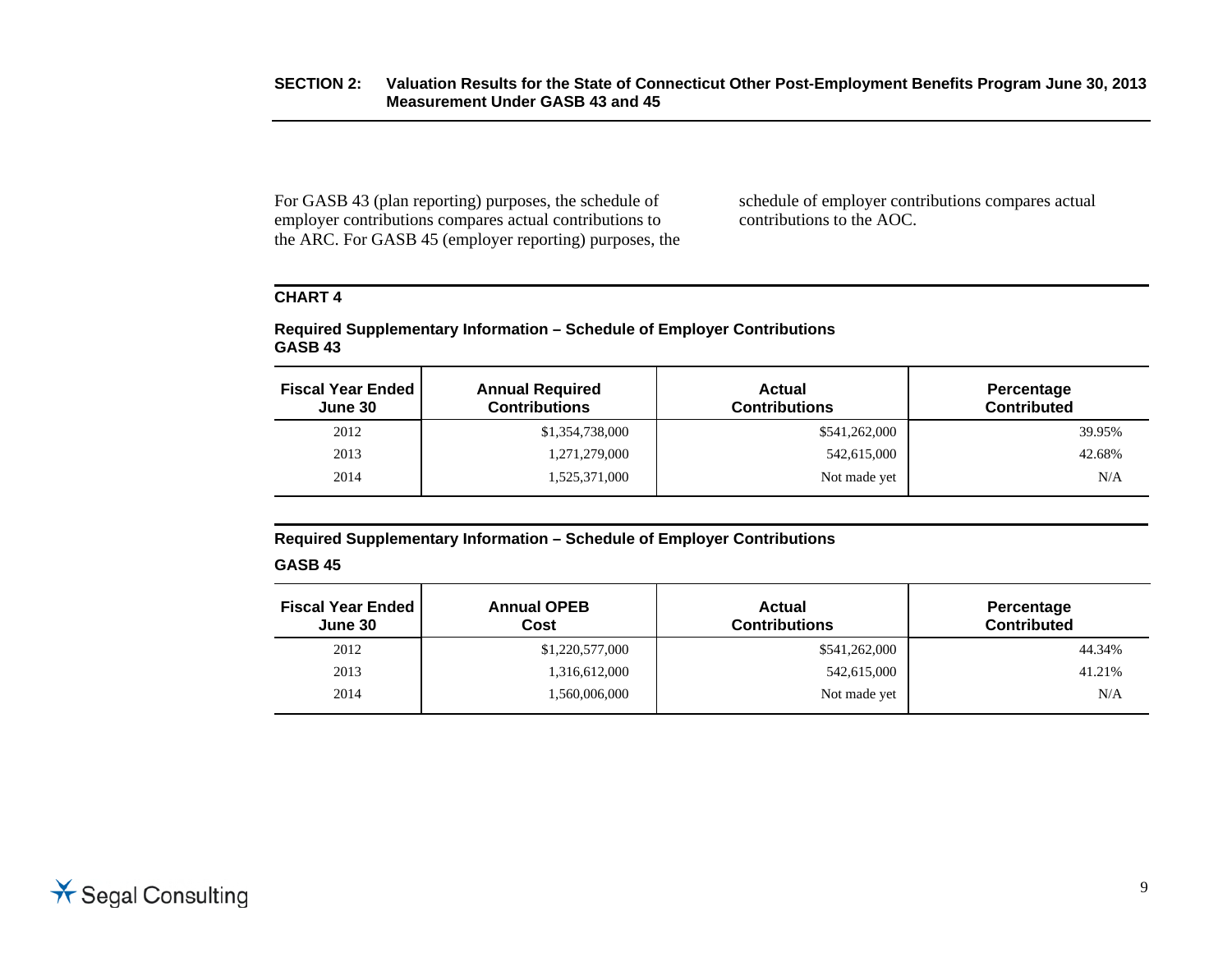For GASB 43 (plan reporting) purposes, the schedule of employer contributions compares actual contributions to the ARC. For GASB 45 (employer reporting) purposes, the schedule of employer contributions compares actual contributions to the AOC.

**CHART 4**

**Required Supplementary Information – Schedule of Employer Contributions**
**GASB 43**

| Fiscal Year Ended June 30 | Annual Required Contributions | Actual Contributions | Percentage Contributed |
|---|---|---|---|
| 2012 | $1,354,738,000 | $541,262,000 | 39.95% |
| 2013 | 1,271,279,000 | 542,615,000 | 42.68% |
| 2014 | 1,525,371,000 | Not made yet | N/A |

**Required Supplementary Information – Schedule of Employer Contributions**

**GASB 45**

| Fiscal Year Ended June 30 | Annual OPEB Cost | Actual Contributions | Percentage Contributed |
|---|---|---|---|
| 2012 | $1,220,577,000 | $541,262,000 | 44.34% |
| 2013 | 1,316,612,000 | 542,615,000 | 41.21% |
| 2014 | 1,560,006,000 | Not made yet | N/A |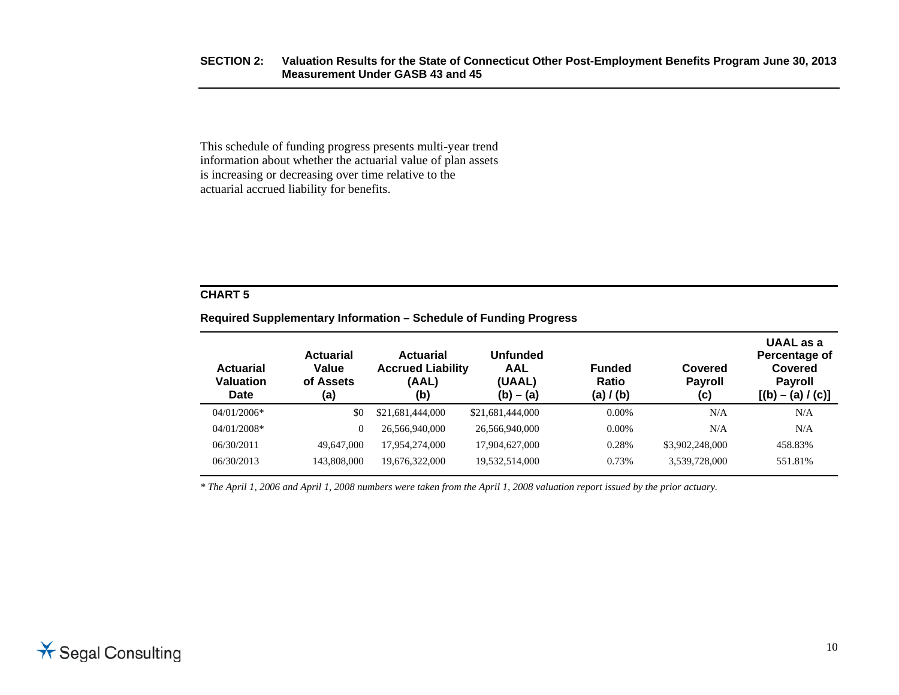This schedule of funding progress presents multi-year trend information about whether the actuarial value of plan assets is increasing or decreasing over time relative to the actuarial accrued liability for benefits.

**CHART 5**

**Required Supplementary Information – Schedule of Funding Progress**

| Actuarial Valuation Date | Actuarial Value of Assets (a) | Actuarial Accrued Liability (AAL) (b) | Unfunded AAL (UAAL) (b) – (a) | Funded Ratio (a) / (b) | Covered Payroll (c) | UAAL as a Percentage of Covered Payroll [(b) – (a) / (c)] |
|---|---|---|---|---|---|---|
| 04/01/2006* | $0 | $21,681,444,000 | $21,681,444,000 | 0.00% | N/A | N/A |
| 04/01/2008* | 0 | 26,566,940,000 | 26,566,940,000 | 0.00% | N/A | N/A |
| 06/30/2011 | 49,647,000 | 17,954,274,000 | 17,904,627,000 | 0.28% | $3,902,248,000 | 458.83% |
| 06/30/2013 | 143,808,000 | 19,676,322,000 | 19,532,514,000 | 0.73% | 3,539,728,000 | 551.81% |

*\* The April 1, 2006 and April 1, 2008 numbers were taken from the April 1, 2008 valuation report issued by the prior actuary.*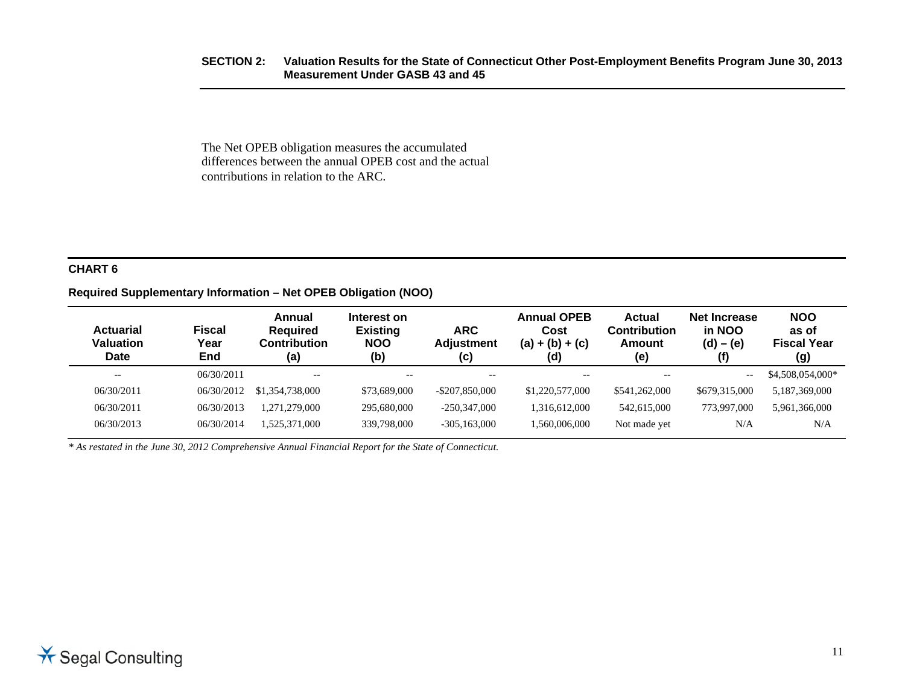The Net OPEB obligation measures the accumulated differences between the annual OPEB cost and the actual contributions in relation to the ARC.

**CHART 6**

**Required Supplementary Information – Net OPEB Obligation (NOO)**

| Actuarial Valuation Date | Fiscal Year End | Annual Required Contribution (a) | Interest on Existing NOO (b) | ARC Adjustment (c) | Annual OPEB Cost (a) + (b) + (c) (d) | Actual Contribution Amount (e) | Net Increase in NOO (d) – (e) (f) | NOO as of Fiscal Year (g) |
|---|---|---|---|---|---|---|---|---|
| -- | 06/30/2011 | -- | -- | -- | -- | -- | -- | $4,508,054,000* |
| 06/30/2011 | 06/30/2012 | $1,354,738,000 | $73,689,000 | -$207,850,000 | $1,220,577,000 | $541,262,000 | $679,315,000 | 5,187,369,000 |
| 06/30/2011 | 06/30/2013 | 1,271,279,000 | 295,680,000 | -250,347,000 | 1,316,612,000 | 542,615,000 | 773,997,000 | 5,961,366,000 |
| 06/30/2013 | 06/30/2014 | 1,525,371,000 | 339,798,000 | -305,163,000 | 1,560,006,000 | Not made yet | N/A | N/A |

*\* As restated in the June 30, 2012 Comprehensive Annual Financial Report for the State of Connecticut.*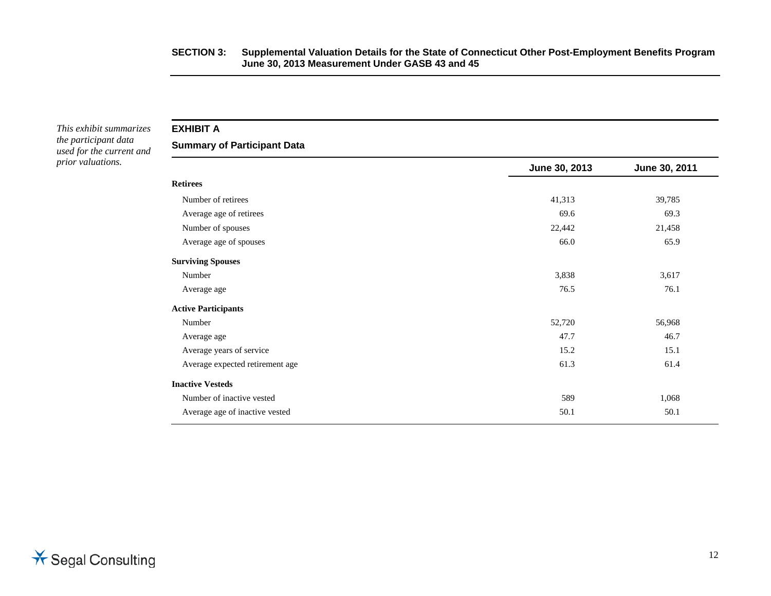*This exhibit summarizes the participant data used for the current and prior valuations.*

## EXHIBIT A

### Summary of Participant Data

| | June 30, 2013 | June 30, 2011 |
|---|---|---|
| **Retirees** | | |
| Number of retirees | 41,313 | 39,785 |
| Average age of retirees | 69.6 | 69.3 |
| Number of spouses | 22,442 | 21,458 |
| Average age of spouses | 66.0 | 65.9 |
| **Surviving Spouses** | | |
| Number | 3,838 | 3,617 |
| Average age | 76.5 | 76.1 |
| **Active Participants** | | |
| Number | 52,720 | 56,968 |
| Average age | 47.7 | 46.7 |
| Average years of service | 15.2 | 15.1 |
| Average expected retirement age | 61.3 | 61.4 |
| **Inactive Vesteds** | | |
| Number of inactive vested | 589 | 1,068 |
| Average age of inactive vested | 50.1 | 50.1 |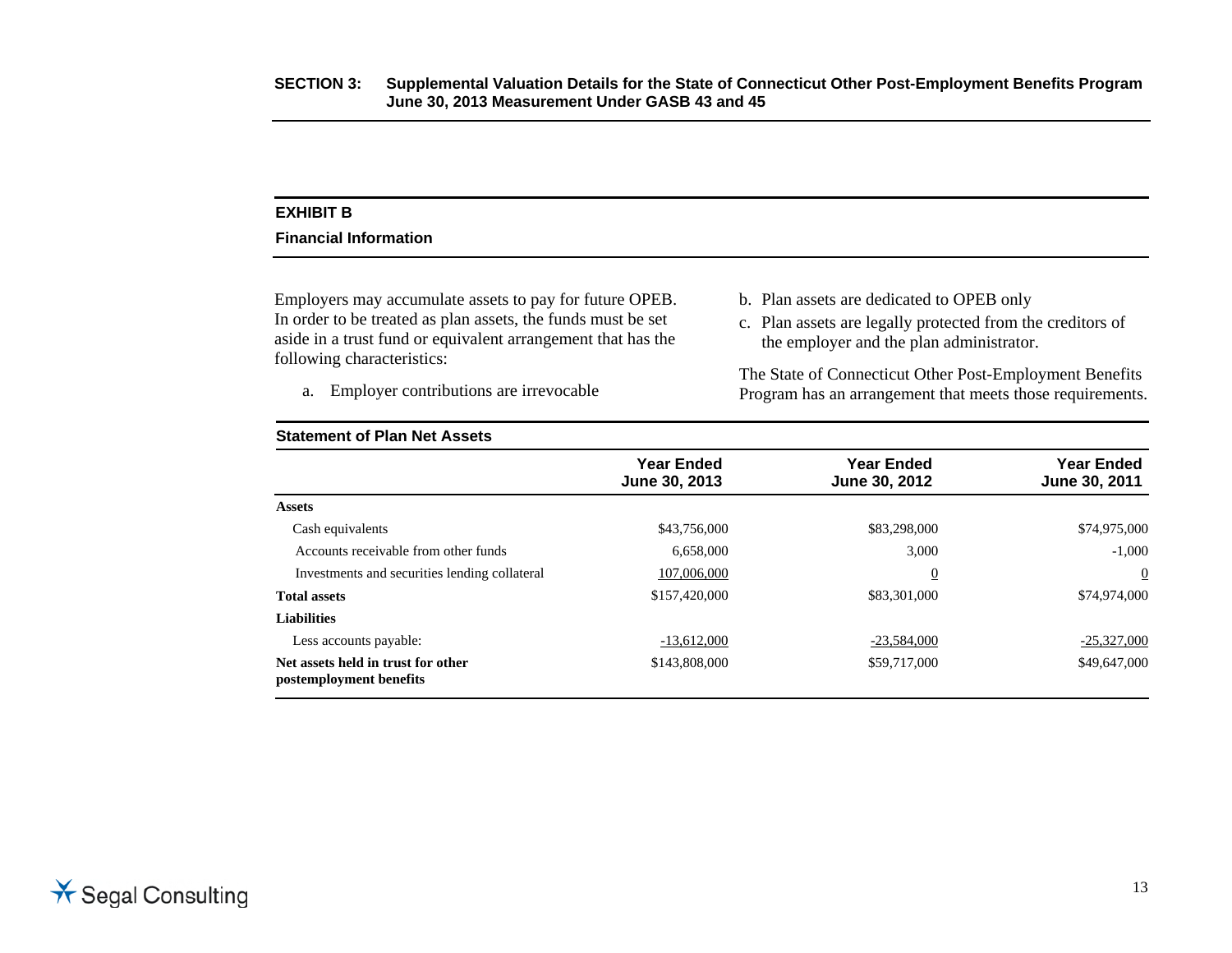## EXHIBIT B

### Financial Information

Employers may accumulate assets to pay for future OPEB. In order to be treated as plan assets, the funds must be set aside in a trust fund or equivalent arrangement that has the following characteristics:

a. Employer contributions are irrevocable
b. Plan assets are dedicated to OPEB only
c. Plan assets are legally protected from the creditors of the employer and the plan administrator.

The State of Connecticut Other Post-Employment Benefits Program has an arrangement that meets those requirements.

**Statement of Plan Net Assets**

| | Year Ended June 30, 2013 | Year Ended June 30, 2012 | Year Ended June 30, 2011 |
|---|---|---|---|
| **Assets** | | | |
| Cash equivalents | $43,756,000 | $83,298,000 | $74,975,000 |
| Accounts receivable from other funds | 6,658,000 | 3,000 | -1,000 |
| Investments and securities lending collateral | 107,006,000 | 0 | 0 |
| **Total assets** | $157,420,000 | $83,301,000 | $74,974,000 |
| **Liabilities** | | | |
| Less accounts payable: | -13,612,000 | -23,584,000 | -25,327,000 |
| **Net assets held in trust for other postemployment benefits** | $143,808,000 | $59,717,000 | $49,647,000 |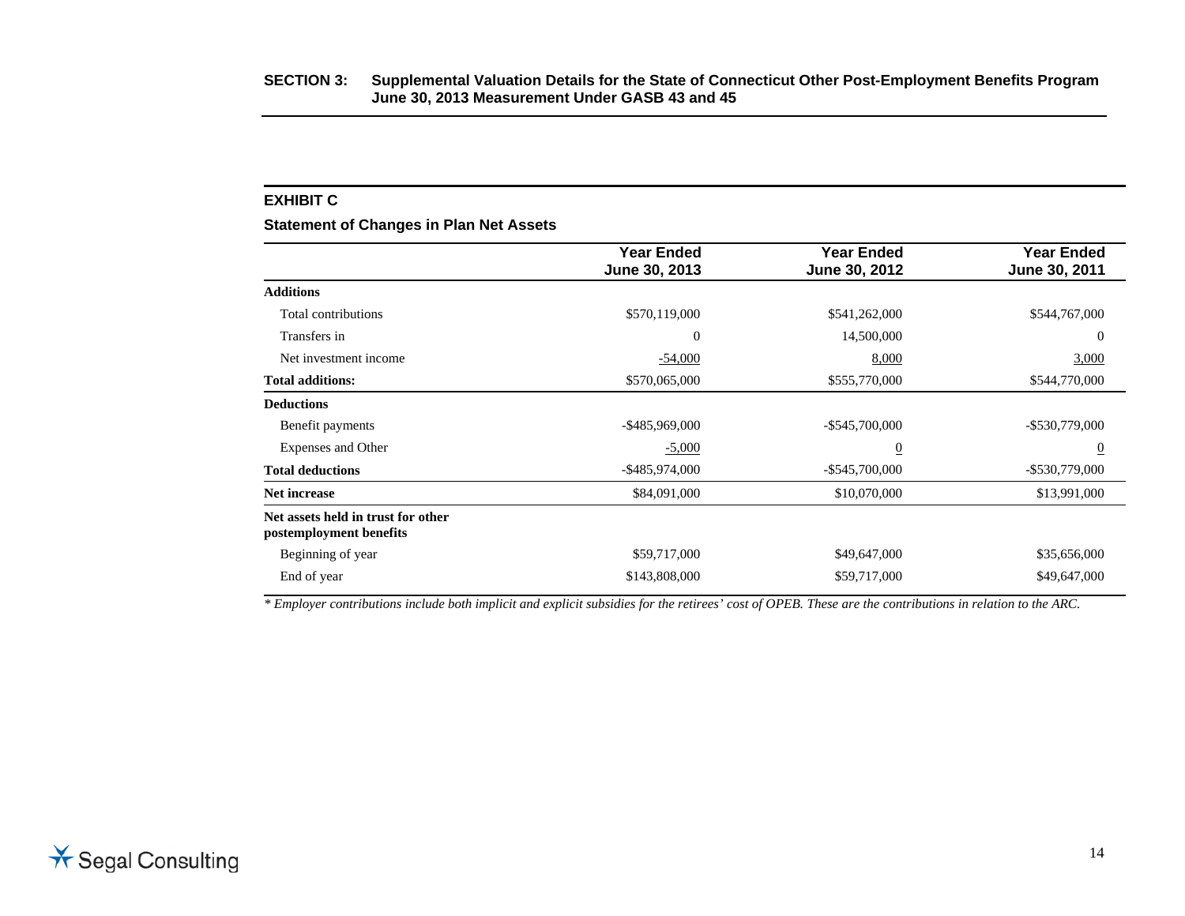## EXHIBIT C

### Statement of Changes in Plan Net Assets

| | Year Ended June 30, 2013 | Year Ended June 30, 2012 | Year Ended June 30, 2011 |
|---|---|---|---|
| **Additions** | | | |
| Total contributions | $570,119,000 | $541,262,000 | $544,767,000 |
| Transfers in | 0 | 14,500,000 | 0 |
| Net investment income | -54,000 | 8,000 | 3,000 |
| **Total additions:** | $570,065,000 | $555,770,000 | $544,770,000 |
| **Deductions** | | | |
| Benefit payments | -$485,969,000 | -$545,700,000 | -$530,779,000 |
| Expenses and Other | -5,000 | 0 | 0 |
| **Total deductions** | -$485,974,000 | -$545,700,000 | -$530,779,000 |
| **Net increase** | $84,091,000 | $10,070,000 | $13,991,000 |
| **Net assets held in trust for other postemployment benefits** | | | |
| Beginning of year | $59,717,000 | $49,647,000 | $35,656,000 |
| End of year | $143,808,000 | $59,717,000 | $49,647,000 |

*\* Employer contributions include both implicit and explicit subsidies for the retirees' cost of OPEB. These are the contributions in relation to the ARC.*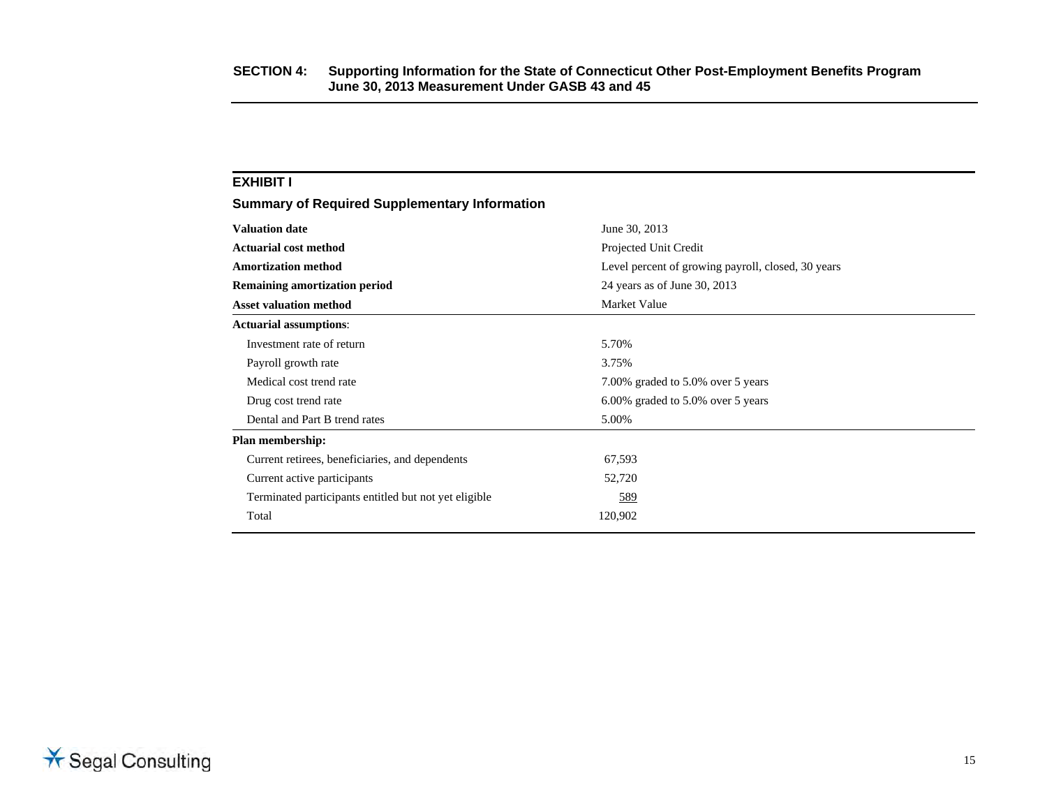## EXHIBIT I

### Summary of Required Supplementary Information

| | |
|---|---|
| **Valuation date** | June 30, 2013 |
| **Actuarial cost method** | Projected Unit Credit |
| **Amortization method** | Level percent of growing payroll, closed, 30 years |
| **Remaining amortization period** | 24 years as of June 30, 2013 |
| **Asset valuation method** | Market Value |
| **Actuarial assumptions**: | |
| Investment rate of return | 5.70% |
| Payroll growth rate | 3.75% |
| Medical cost trend rate | 7.00% graded to 5.0% over 5 years |
| Drug cost trend rate | 6.00% graded to 5.0% over 5 years |
| Dental and Part B trend rates | 5.00% |
| **Plan membership:** | |
| Current retirees, beneficiaries, and dependents | 67,593 |
| Current active participants | 52,720 |
| Terminated participants entitled but not yet eligible | 589 |
| Total | 120,902 |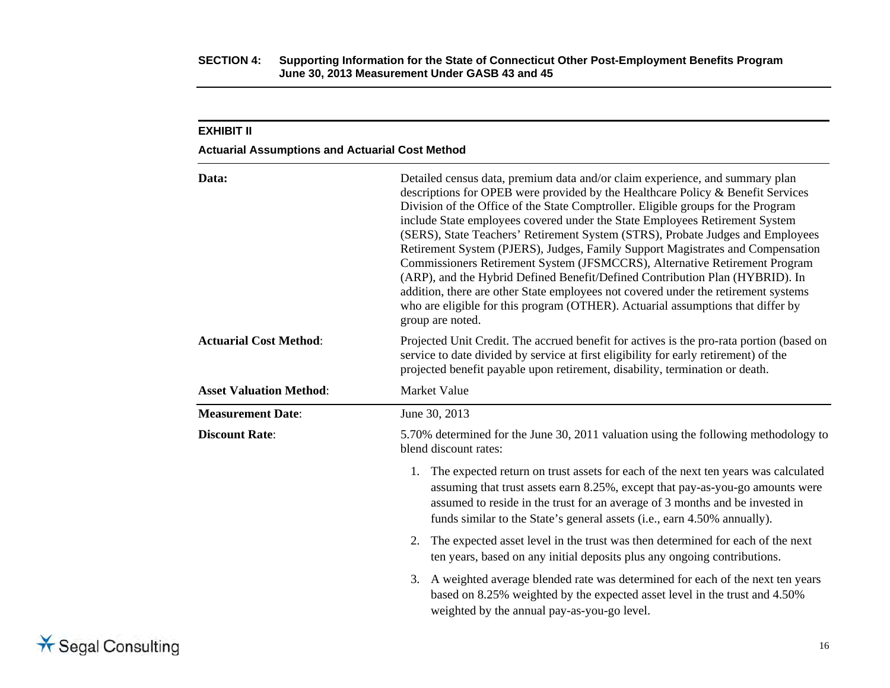## EXHIBIT II

### Actuarial Assumptions and Actuarial Cost Method

**Data:** Detailed census data, premium data and/or claim experience, and summary plan descriptions for OPEB were provided by the Healthcare Policy & Benefit Services Division of the Office of the State Comptroller. Eligible groups for the Program include State employees covered under the State Employees Retirement System (SERS), State Teachers' Retirement System (STRS), Probate Judges and Employees Retirement System (PJERS), Judges, Family Support Magistrates and Compensation Commissioners Retirement System (JFSMCCRS), Alternative Retirement Program (ARP), and the Hybrid Defined Benefit/Defined Contribution Plan (HYBRID). In addition, there are other State employees not covered under the retirement systems who are eligible for this program (OTHER). Actuarial assumptions that differ by group are noted.

**Actuarial Cost Method**: Projected Unit Credit. The accrued benefit for actives is the pro-rata portion (based on service to date divided by service at first eligibility for early retirement) of the projected benefit payable upon retirement, disability, termination or death.

**Asset Valuation Method**: Market Value

**Measurement Date**: June 30, 2013

**Discount Rate**: 5.70% determined for the June 30, 2011 valuation using the following methodology to blend discount rates:

1. The expected return on trust assets for each of the next ten years was calculated assuming that trust assets earn 8.25%, except that pay-as-you-go amounts were assumed to reside in the trust for an average of 3 months and be invested in funds similar to the State's general assets (i.e., earn 4.50% annually).
2. The expected asset level in the trust was then determined for each of the next ten years, based on any initial deposits plus any ongoing contributions.
3. A weighted average blended rate was determined for each of the next ten years based on 8.25% weighted by the expected asset level in the trust and 4.50% weighted by the annual pay-as-you-go level.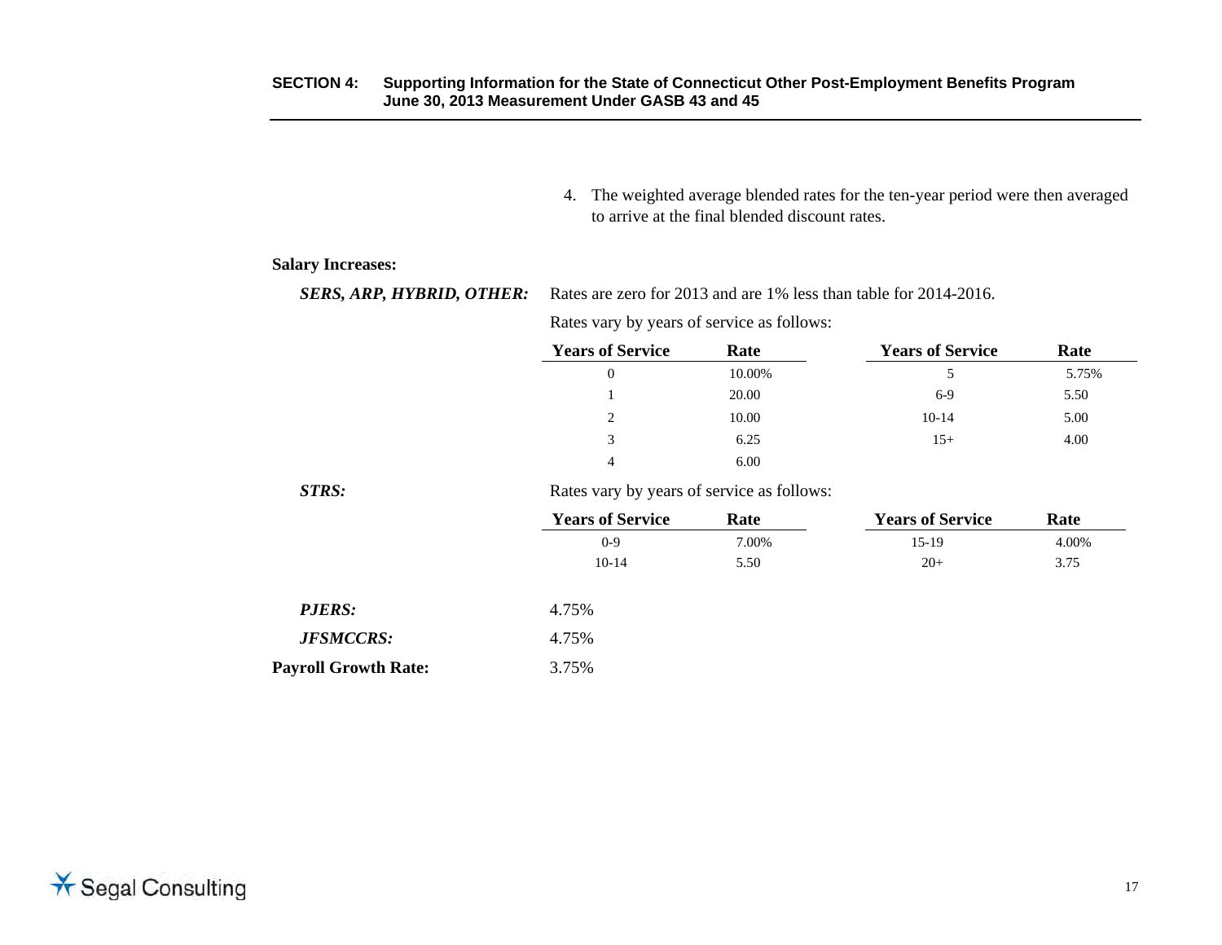4. The weighted average blended rates for the ten-year period were then averaged to arrive at the final blended discount rates.

**Salary Increases:**

***SERS, ARP, HYBRID, OTHER:*** Rates are zero for 2013 and are 1% less than table for 2014-2016.

Rates vary by years of service as follows:

| Years of Service | Rate | Years of Service | Rate |
|---|---|---|---|
| 0 | 10.00% | 5 | 5.75% |
| 1 | 20.00 | 6-9 | 5.50 |
| 2 | 10.00 | 10-14 | 5.00 |
| 3 | 6.25 | 15+ | 4.00 |
| 4 | 6.00 | | |

***STRS:*** Rates vary by years of service as follows:

| Years of Service | Rate | Years of Service | Rate |
|---|---|---|---|
| 0-9 | 7.00% | 15-19 | 4.00% |
| 10-14 | 5.50 | 20+ | 3.75 |

***PJERS:*** 4.75%

***JFSMCCRS:*** 4.75%

**Payroll Growth Rate:** 3.75%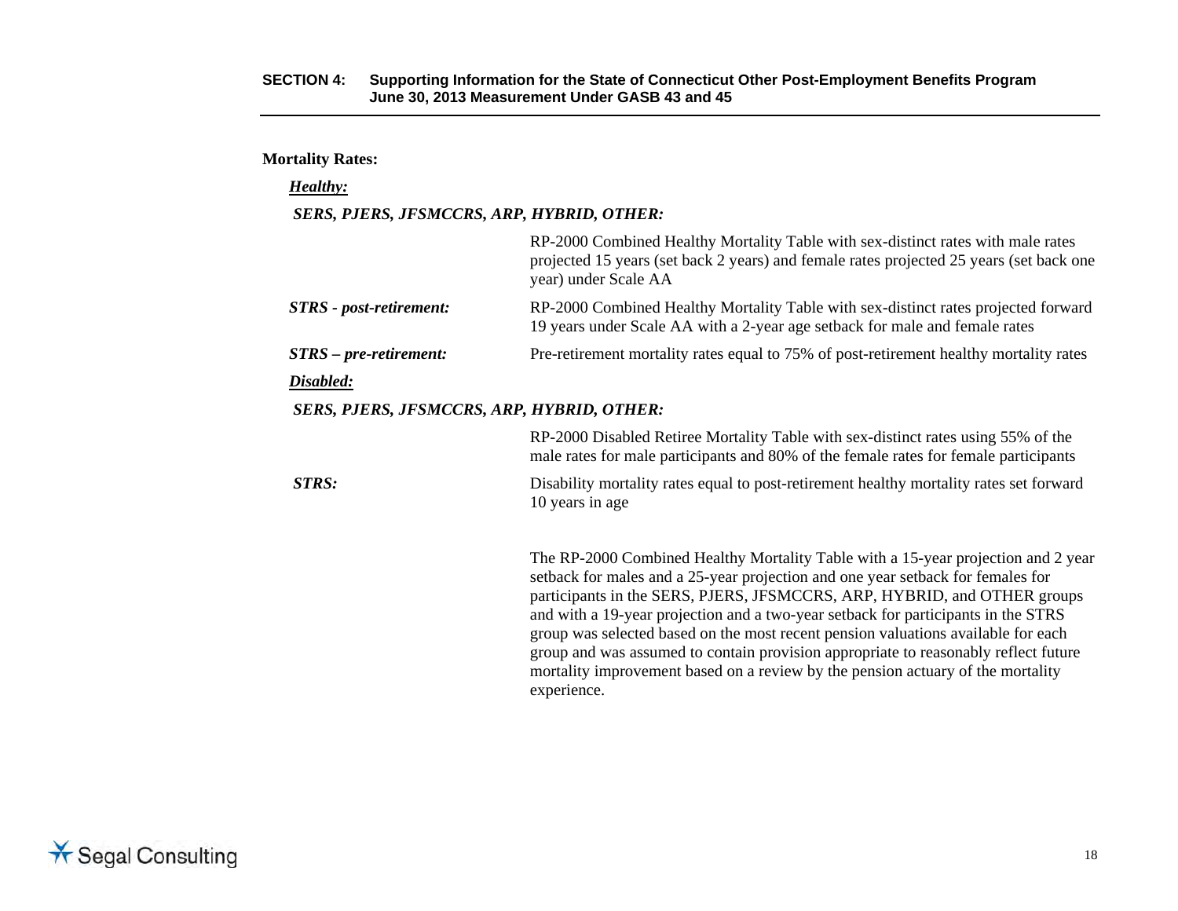**Mortality Rates:**

***Healthy:***

***SERS, PJERS, JFSMCCRS, ARP, HYBRID, OTHER:***

RP-2000 Combined Healthy Mortality Table with sex-distinct rates with male rates projected 15 years (set back 2 years) and female rates projected 25 years (set back one year) under Scale AA

***STRS - post-retirement:*** RP-2000 Combined Healthy Mortality Table with sex-distinct rates projected forward 19 years under Scale AA with a 2-year age setback for male and female rates

***STRS – pre-retirement:*** Pre-retirement mortality rates equal to 75% of post-retirement healthy mortality rates

***Disabled:***

***SERS, PJERS, JFSMCCRS, ARP, HYBRID, OTHER:***

RP-2000 Disabled Retiree Mortality Table with sex-distinct rates using 55% of the male rates for male participants and 80% of the female rates for female participants

***STRS:*** Disability mortality rates equal to post-retirement healthy mortality rates set forward 10 years in age

The RP-2000 Combined Healthy Mortality Table with a 15-year projection and 2 year setback for males and a 25-year projection and one year setback for females for participants in the SERS, PJERS, JFSMCCRS, ARP, HYBRID, and OTHER groups and with a 19-year projection and a two-year setback for participants in the STRS group was selected based on the most recent pension valuations available for each group and was assumed to contain provision appropriate to reasonably reflect future mortality improvement based on a review by the pension actuary of the mortality experience.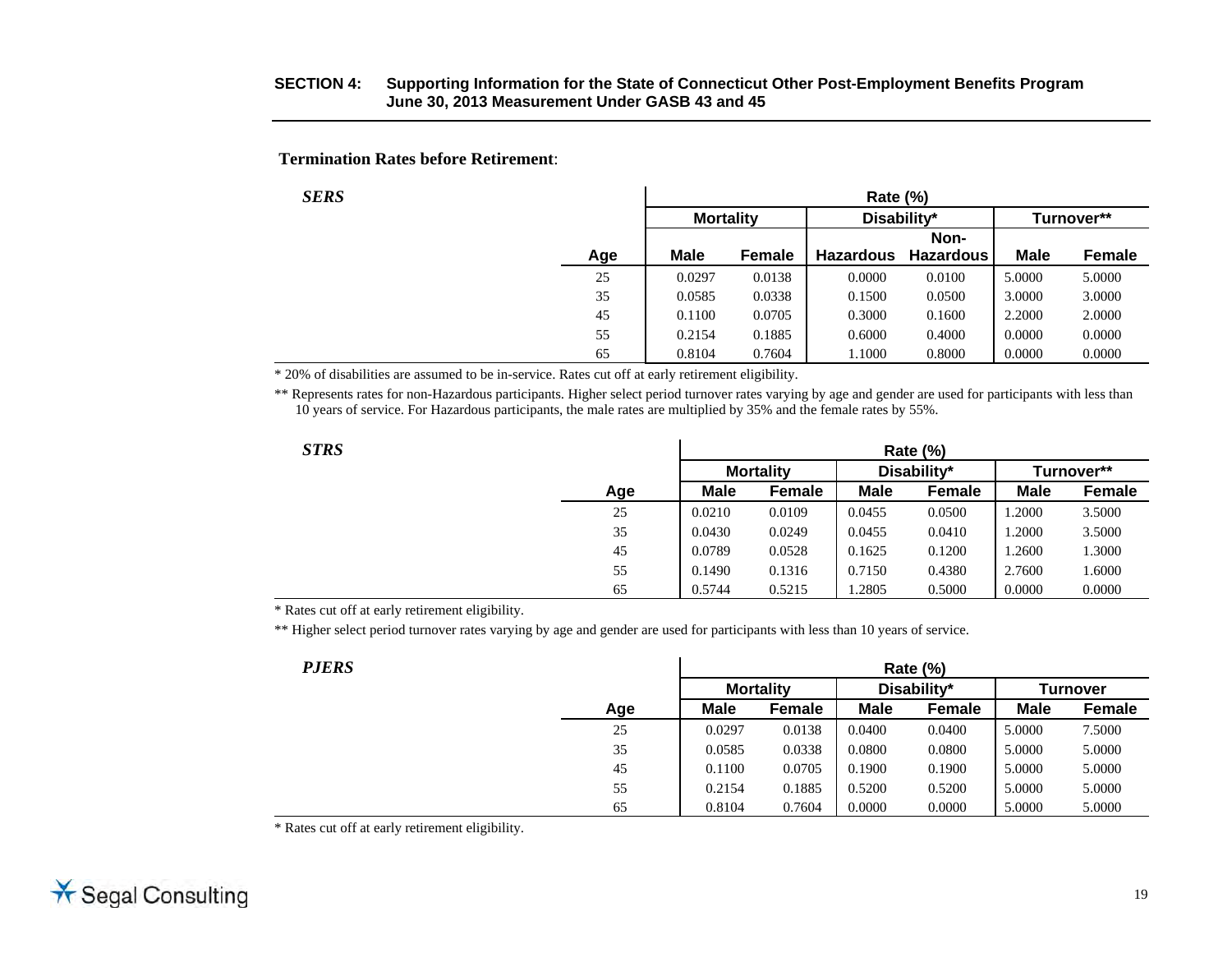**Termination Rates before Retirement**:

***SERS***

| Age | Rate (%) | | | | | |
|---|---|---|---|---|---|---|
| | Mortality | | Disability* | | Turnover** | |
| | Male | Female | Hazardous | Non-Hazardous | Male | Female |
| 25 | 0.0297 | 0.0138 | 0.0000 | 0.0100 | 5.0000 | 5.0000 |
| 35 | 0.0585 | 0.0338 | 0.1500 | 0.0500 | 3.0000 | 3.0000 |
| 45 | 0.1100 | 0.0705 | 0.3000 | 0.1600 | 2.2000 | 2.0000 |
| 55 | 0.2154 | 0.1885 | 0.6000 | 0.4000 | 0.0000 | 0.0000 |
| 65 | 0.8104 | 0.7604 | 1.1000 | 0.8000 | 0.0000 | 0.0000 |

* 20% of disabilities are assumed to be in-service. Rates cut off at early retirement eligibility.

** Represents rates for non-Hazardous participants. Higher select period turnover rates varying by age and gender are used for participants with less than 10 years of service. For Hazardous participants, the male rates are multiplied by 35% and the female rates by 55%.

***STRS***

| Age | Rate (%) | | | | | |
|---|---|---|---|---|---|---|
| | Mortality | | Disability* | | Turnover** | |
| | Male | Female | Male | Female | Male | Female |
| 25 | 0.0210 | 0.0109 | 0.0455 | 0.0500 | 1.2000 | 3.5000 |
| 35 | 0.0430 | 0.0249 | 0.0455 | 0.0410 | 1.2000 | 3.5000 |
| 45 | 0.0789 | 0.0528 | 0.1625 | 0.1200 | 1.2600 | 1.3000 |
| 55 | 0.1490 | 0.1316 | 0.7150 | 0.4380 | 2.7600 | 1.6000 |
| 65 | 0.5744 | 0.5215 | 1.2805 | 0.5000 | 0.0000 | 0.0000 |

* Rates cut off at early retirement eligibility.

** Higher select period turnover rates varying by age and gender are used for participants with less than 10 years of service.

***PJERS***

| Age | Rate (%) | | | | | |
|---|---|---|---|---|---|---|
| | Mortality | | Disability* | | Turnover | |
| | Male | Female | Male | Female | Male | Female |
| 25 | 0.0297 | 0.0138 | 0.0400 | 0.0400 | 5.0000 | 7.5000 |
| 35 | 0.0585 | 0.0338 | 0.0800 | 0.0800 | 5.0000 | 5.0000 |
| 45 | 0.1100 | 0.0705 | 0.1900 | 0.1900 | 5.0000 | 5.0000 |
| 55 | 0.2154 | 0.1885 | 0.5200 | 0.5200 | 5.0000 | 5.0000 |
| 65 | 0.8104 | 0.7604 | 0.0000 | 0.0000 | 5.0000 | 5.0000 |

* Rates cut off at early retirement eligibility.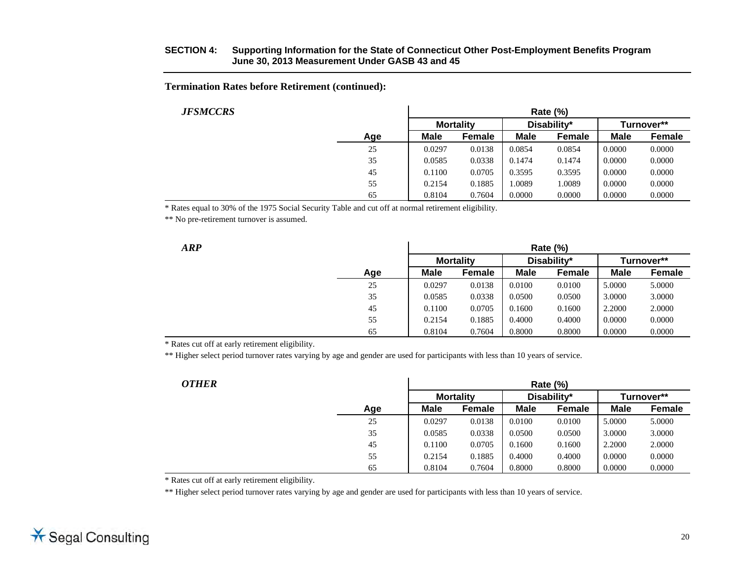**Termination Rates before Retirement (continued):**

***JFSMCCRS***

| | Rate (%) | | | | | |
|---|---|---|---|---|---|---|
| | Mortality | | Disability* | | Turnover** | |
| Age | Male | Female | Male | Female | Male | Female |
| 25 | 0.0297 | 0.0138 | 0.0854 | 0.0854 | 0.0000 | 0.0000 |
| 35 | 0.0585 | 0.0338 | 0.1474 | 0.1474 | 0.0000 | 0.0000 |
| 45 | 0.1100 | 0.0705 | 0.3595 | 0.3595 | 0.0000 | 0.0000 |
| 55 | 0.2154 | 0.1885 | 1.0089 | 1.0089 | 0.0000 | 0.0000 |
| 65 | 0.8104 | 0.7604 | 0.0000 | 0.0000 | 0.0000 | 0.0000 |

* Rates equal to 30% of the 1975 Social Security Table and cut off at normal retirement eligibility.

** No pre-retirement turnover is assumed.

***ARP***

| | Rate (%) | | | | | |
|---|---|---|---|---|---|---|
| | Mortality | | Disability* | | Turnover** | |
| Age | Male | Female | Male | Female | Male | Female |
| 25 | 0.0297 | 0.0138 | 0.0100 | 0.0100 | 5.0000 | 5.0000 |
| 35 | 0.0585 | 0.0338 | 0.0500 | 0.0500 | 3.0000 | 3.0000 |
| 45 | 0.1100 | 0.0705 | 0.1600 | 0.1600 | 2.2000 | 2.0000 |
| 55 | 0.2154 | 0.1885 | 0.4000 | 0.4000 | 0.0000 | 0.0000 |
| 65 | 0.8104 | 0.7604 | 0.8000 | 0.8000 | 0.0000 | 0.0000 |

* Rates cut off at early retirement eligibility.

** Higher select period turnover rates varying by age and gender are used for participants with less than 10 years of service.

***OTHER***

| | Rate (%) | | | | | |
|---|---|---|---|---|---|---|
| | Mortality | | Disability* | | Turnover** | |
| Age | Male | Female | Male | Female | Male | Female |
| 25 | 0.0297 | 0.0138 | 0.0100 | 0.0100 | 5.0000 | 5.0000 |
| 35 | 0.0585 | 0.0338 | 0.0500 | 0.0500 | 3.0000 | 3.0000 |
| 45 | 0.1100 | 0.0705 | 0.1600 | 0.1600 | 2.2000 | 2.0000 |
| 55 | 0.2154 | 0.1885 | 0.4000 | 0.4000 | 0.0000 | 0.0000 |
| 65 | 0.8104 | 0.7604 | 0.8000 | 0.8000 | 0.0000 | 0.0000 |

* Rates cut off at early retirement eligibility.

** Higher select period turnover rates varying by age and gender are used for participants with less than 10 years of service.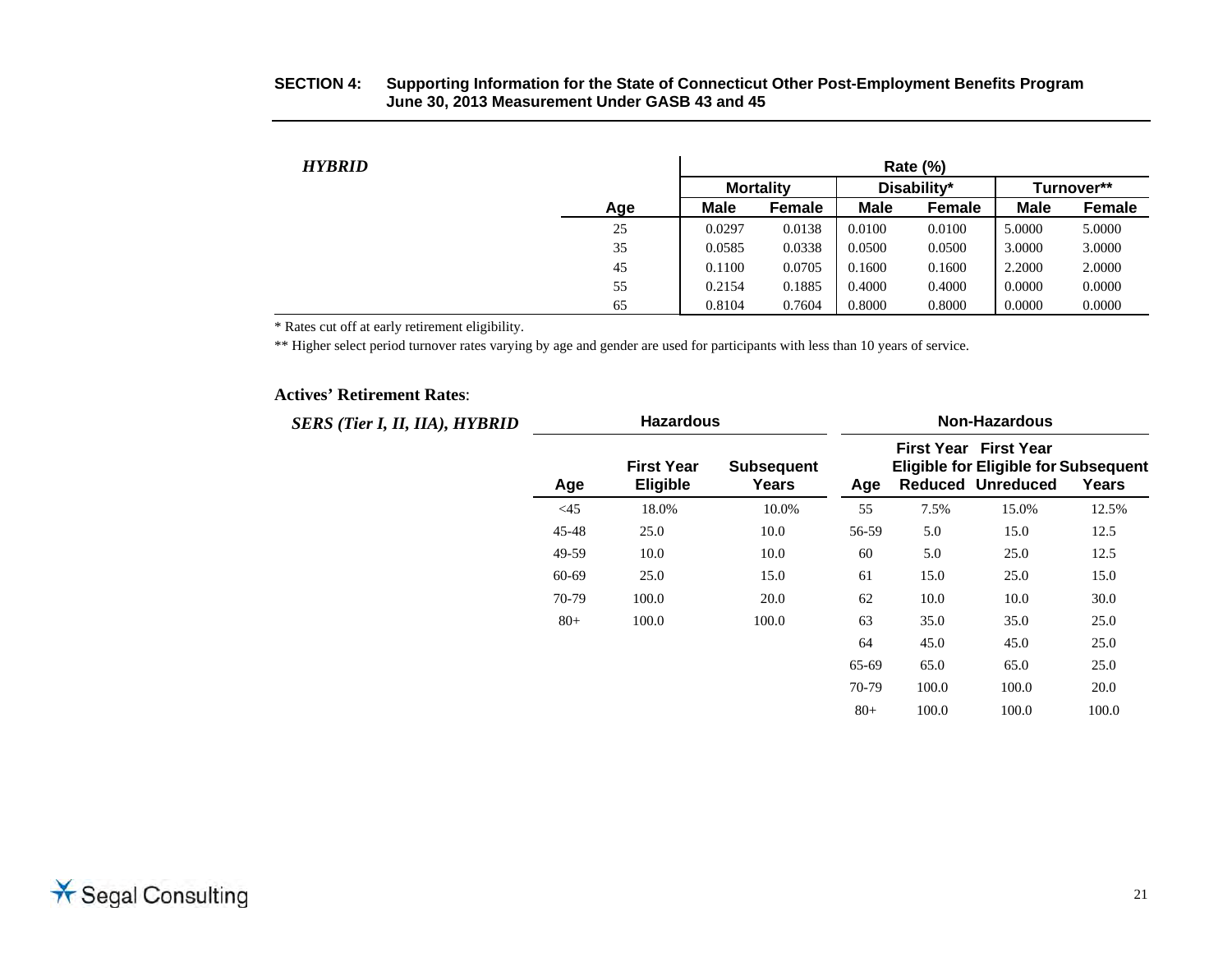**SECTION 4: Supporting Information for the State of Connecticut Other Post-Employment Benefits Program June 30, 2013 Measurement Under GASB 43 and 45**

***HYBRID***

| | Rate (%) | | | | | |
|---|---|---|---|---|---|---|
| | Mortality | | Disability* | | Turnover** | |
| Age | Male | Female | Male | Female | Male | Female |
| 25 | 0.0297 | 0.0138 | 0.0100 | 0.0100 | 5.0000 | 5.0000 |
| 35 | 0.0585 | 0.0338 | 0.0500 | 0.0500 | 3.0000 | 3.0000 |
| 45 | 0.1100 | 0.0705 | 0.1600 | 0.1600 | 2.2000 | 2.0000 |
| 55 | 0.2154 | 0.1885 | 0.4000 | 0.4000 | 0.0000 | 0.0000 |
| 65 | 0.8104 | 0.7604 | 0.8000 | 0.8000 | 0.0000 | 0.0000 |

* Rates cut off at early retirement eligibility.

** Higher select period turnover rates varying by age and gender are used for participants with less than 10 years of service.

**Actives' Retirement Rates**:

***SERS (Tier I, II, IIA), HYBRID***

| Hazardous | | | Non-Hazardous | | | |
|---|---|---|---|---|---|---|
| Age | First Year Eligible | Subsequent Years | Age | First Year Eligible for Reduced | First Year Eligible for Unreduced | Subsequent Years |
| <45 | 18.0% | 10.0% | 55 | 7.5% | 15.0% | 12.5% |
| 45-48 | 25.0 | 10.0 | 56-59 | 5.0 | 15.0 | 12.5 |
| 49-59 | 10.0 | 10.0 | 60 | 5.0 | 25.0 | 12.5 |
| 60-69 | 25.0 | 15.0 | 61 | 15.0 | 25.0 | 15.0 |
| 70-79 | 100.0 | 20.0 | 62 | 10.0 | 10.0 | 30.0 |
| 80+ | 100.0 | 100.0 | 63 | 35.0 | 35.0 | 25.0 |
| | | | 64 | 45.0 | 45.0 | 25.0 |
| | | | 65-69 | 65.0 | 65.0 | 25.0 |
| | | | 70-79 | 100.0 | 100.0 | 20.0 |
| | | | 80+ | 100.0 | 100.0 | 100.0 |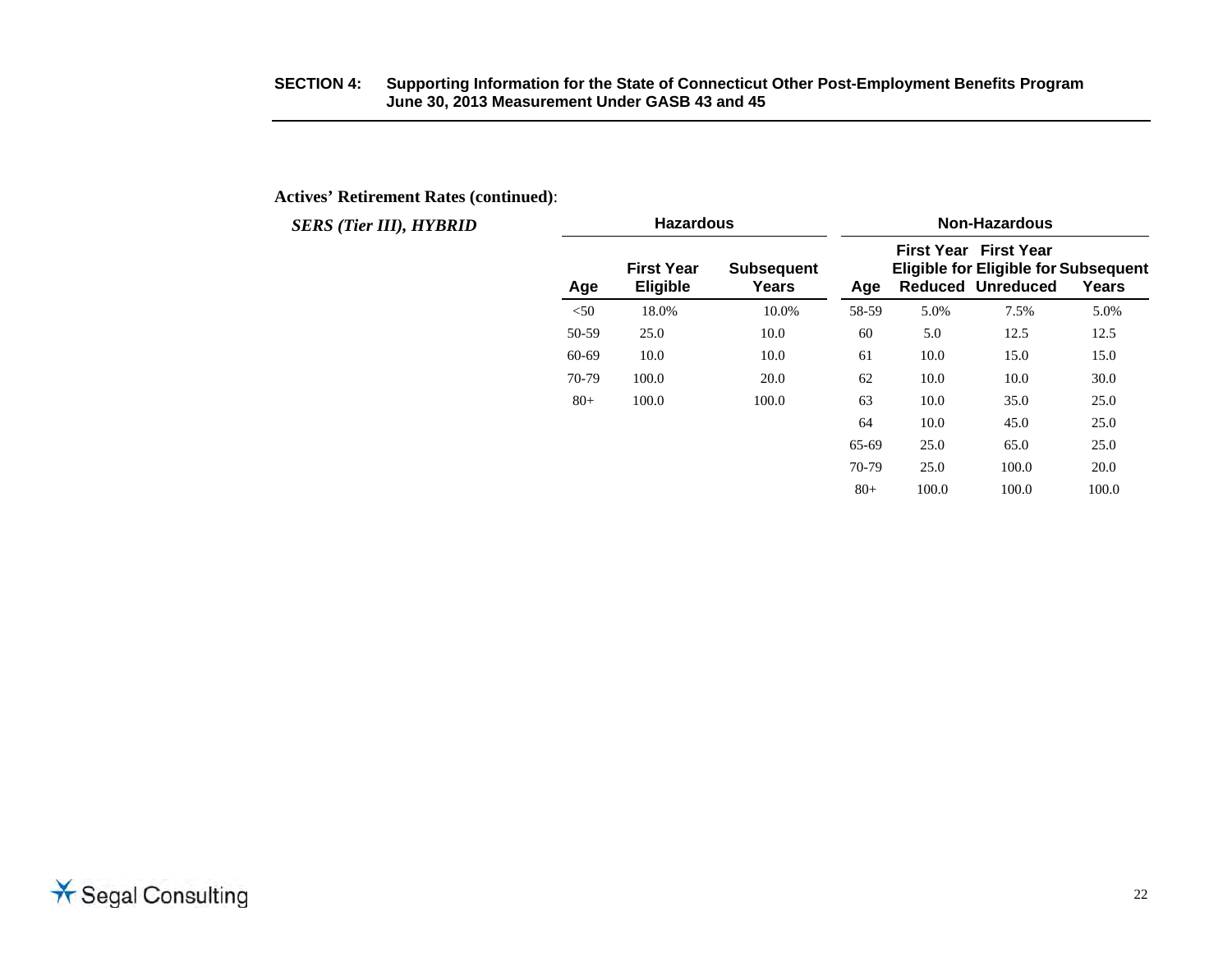**Actives' Retirement Rates (continued)**:

***SERS (Tier III), HYBRID***

| Hazardous | | |
|---|---|---|
| **Age** | **First Year Eligible** | **Subsequent Years** |
| <50 | 18.0% | 10.0% |
| 50-59 | 25.0 | 10.0 |
| 60-69 | 10.0 | 10.0 |
| 70-79 | 100.0 | 20.0 |
| 80+ | 100.0 | 100.0 |

| Non-Hazardous | | | |
|---|---|---|---|
| **Age** | **First Year Eligible for Reduced** | **First Year Eligible for Unreduced** | **Subsequent Years** |
| 58-59 | 5.0% | 7.5% | 5.0% |
| 60 | 5.0 | 12.5 | 12.5 |
| 61 | 10.0 | 15.0 | 15.0 |
| 62 | 10.0 | 10.0 | 30.0 |
| 63 | 10.0 | 35.0 | 25.0 |
| 64 | 10.0 | 45.0 | 25.0 |
| 65-69 | 25.0 | 65.0 | 25.0 |
| 70-79 | 25.0 | 100.0 | 20.0 |
| 80+ | 100.0 | 100.0 | 100.0 |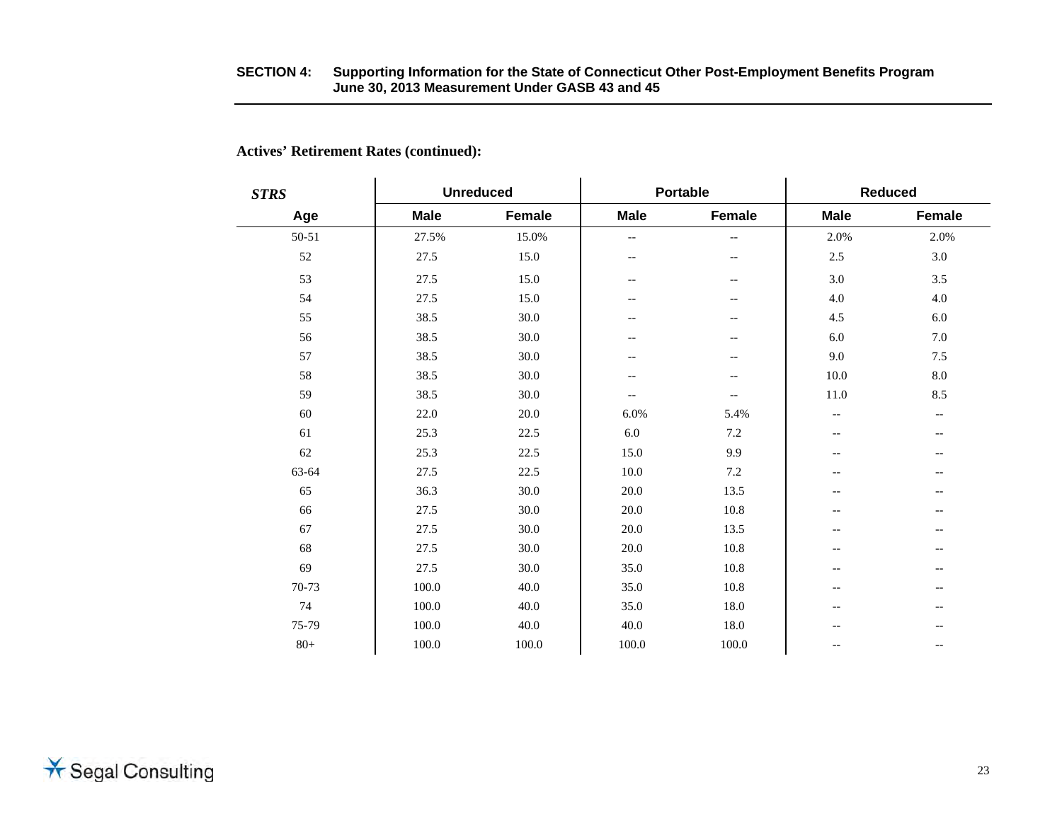**Actives' Retirement Rates (continued):**

| *STRS* | Unreduced | | Portable | | Reduced | |
|---|---|---|---|---|---|---|
| Age | Male | Female | Male | Female | Male | Female |
| 50-51 | 27.5% | 15.0% | -- | -- | 2.0% | 2.0% |
| 52 | 27.5 | 15.0 | -- | -- | 2.5 | 3.0 |
| 53 | 27.5 | 15.0 | -- | -- | 3.0 | 3.5 |
| 54 | 27.5 | 15.0 | -- | -- | 4.0 | 4.0 |
| 55 | 38.5 | 30.0 | -- | -- | 4.5 | 6.0 |
| 56 | 38.5 | 30.0 | -- | -- | 6.0 | 7.0 |
| 57 | 38.5 | 30.0 | -- | -- | 9.0 | 7.5 |
| 58 | 38.5 | 30.0 | -- | -- | 10.0 | 8.0 |
| 59 | 38.5 | 30.0 | -- | -- | 11.0 | 8.5 |
| 60 | 22.0 | 20.0 | 6.0% | 5.4% | -- | -- |
| 61 | 25.3 | 22.5 | 6.0 | 7.2 | -- | -- |
| 62 | 25.3 | 22.5 | 15.0 | 9.9 | -- | -- |
| 63-64 | 27.5 | 22.5 | 10.0 | 7.2 | -- | -- |
| 65 | 36.3 | 30.0 | 20.0 | 13.5 | -- | -- |
| 66 | 27.5 | 30.0 | 20.0 | 10.8 | -- | -- |
| 67 | 27.5 | 30.0 | 20.0 | 13.5 | -- | -- |
| 68 | 27.5 | 30.0 | 20.0 | 10.8 | -- | -- |
| 69 | 27.5 | 30.0 | 35.0 | 10.8 | -- | -- |
| 70-73 | 100.0 | 40.0 | 35.0 | 10.8 | -- | -- |
| 74 | 100.0 | 40.0 | 35.0 | 18.0 | -- | -- |
| 75-79 | 100.0 | 40.0 | 40.0 | 18.0 | -- | -- |
| 80+ | 100.0 | 100.0 | 100.0 | 100.0 | -- | -- |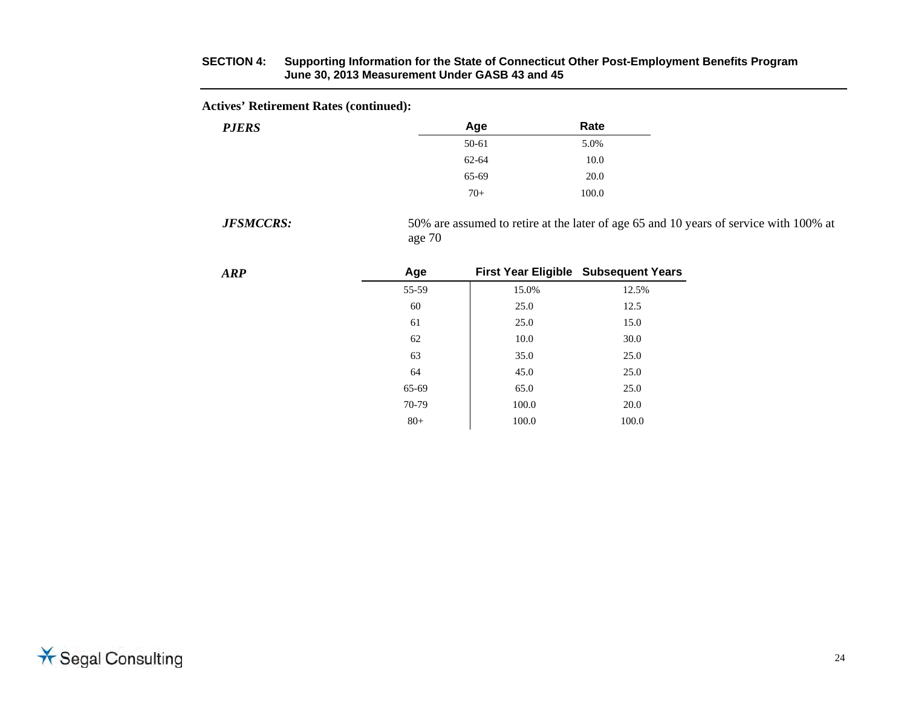**Actives' Retirement Rates (continued):**

***PJERS***

| Age | Rate |
|---|---|
| 50-61 | 5.0% |
| 62-64 | 10.0 |
| 65-69 | 20.0 |
| 70+ | 100.0 |

***JFSMCCRS:*** 50% are assumed to retire at the later of age 65 and 10 years of service with 100% at age 70

***ARP***

| Age | First Year Eligible | Subsequent Years |
|---|---|---|
| 55-59 | 15.0% | 12.5% |
| 60 | 25.0 | 12.5 |
| 61 | 25.0 | 15.0 |
| 62 | 10.0 | 30.0 |
| 63 | 35.0 | 25.0 |
| 64 | 45.0 | 25.0 |
| 65-69 | 65.0 | 25.0 |
| 70-79 | 100.0 | 20.0 |
| 80+ | 100.0 | 100.0 |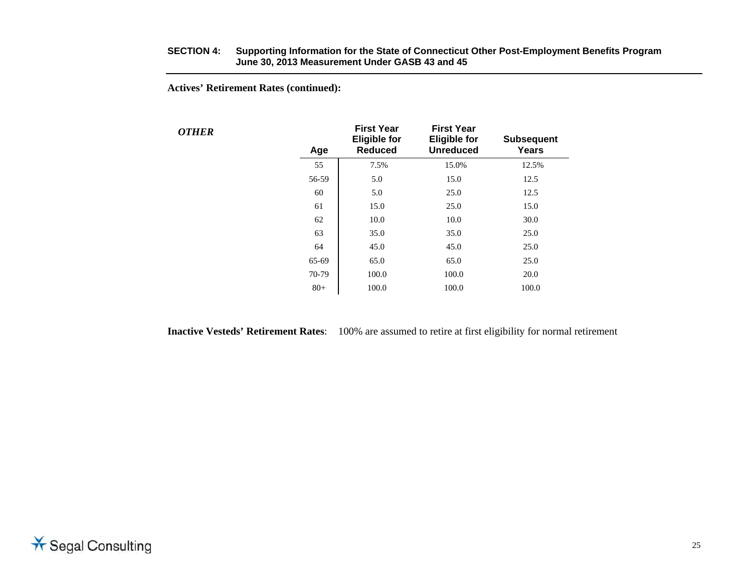**Actives' Retirement Rates (continued):**

***OTHER***

| Age | First Year Eligible for Reduced | First Year Eligible for Unreduced | Subsequent Years |
|---|---|---|---|
| 55 | 7.5% | 15.0% | 12.5% |
| 56-59 | 5.0 | 15.0 | 12.5 |
| 60 | 5.0 | 25.0 | 12.5 |
| 61 | 15.0 | 25.0 | 15.0 |
| 62 | 10.0 | 10.0 | 30.0 |
| 63 | 35.0 | 35.0 | 25.0 |
| 64 | 45.0 | 45.0 | 25.0 |
| 65-69 | 65.0 | 65.0 | 25.0 |
| 70-79 | 100.0 | 100.0 | 20.0 |
| 80+ | 100.0 | 100.0 | 100.0 |

**Inactive Vesteds' Retirement Rates**: 100% are assumed to retire at first eligibility for normal retirement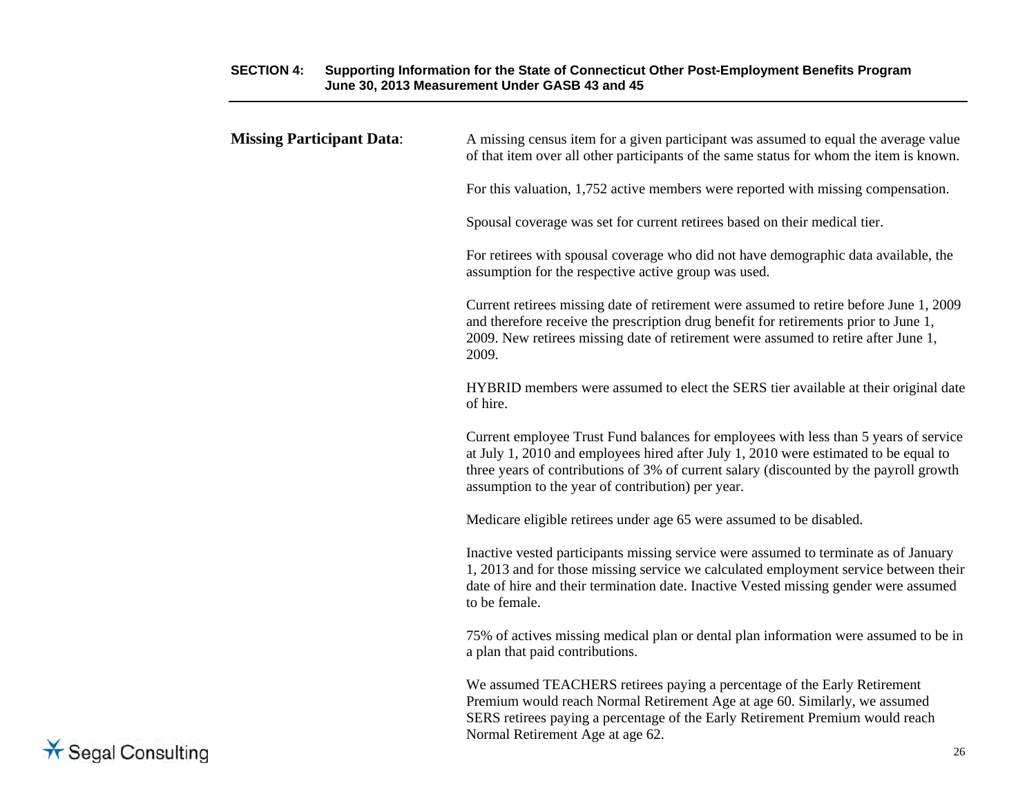**Missing Participant Data**: A missing census item for a given participant was assumed to equal the average value of that item over all other participants of the same status for whom the item is known.

For this valuation, 1,752 active members were reported with missing compensation.

Spousal coverage was set for current retirees based on their medical tier.

For retirees with spousal coverage who did not have demographic data available, the assumption for the respective active group was used.

Current retirees missing date of retirement were assumed to retire before June 1, 2009 and therefore receive the prescription drug benefit for retirements prior to June 1, 2009. New retirees missing date of retirement were assumed to retire after June 1, 2009.

HYBRID members were assumed to elect the SERS tier available at their original date of hire.

Current employee Trust Fund balances for employees with less than 5 years of service at July 1, 2010 and employees hired after July 1, 2010 were estimated to be equal to three years of contributions of 3% of current salary (discounted by the payroll growth assumption to the year of contribution) per year.

Medicare eligible retirees under age 65 were assumed to be disabled.

Inactive vested participants missing service were assumed to terminate as of January 1, 2013 and for those missing service we calculated employment service between their date of hire and their termination date. Inactive Vested missing gender were assumed to be female.

75% of actives missing medical plan or dental plan information were assumed to be in a plan that paid contributions.

We assumed TEACHERS retirees paying a percentage of the Early Retirement Premium would reach Normal Retirement Age at age 60. Similarly, we assumed SERS retirees paying a percentage of the Early Retirement Premium would reach Normal Retirement Age at age 62.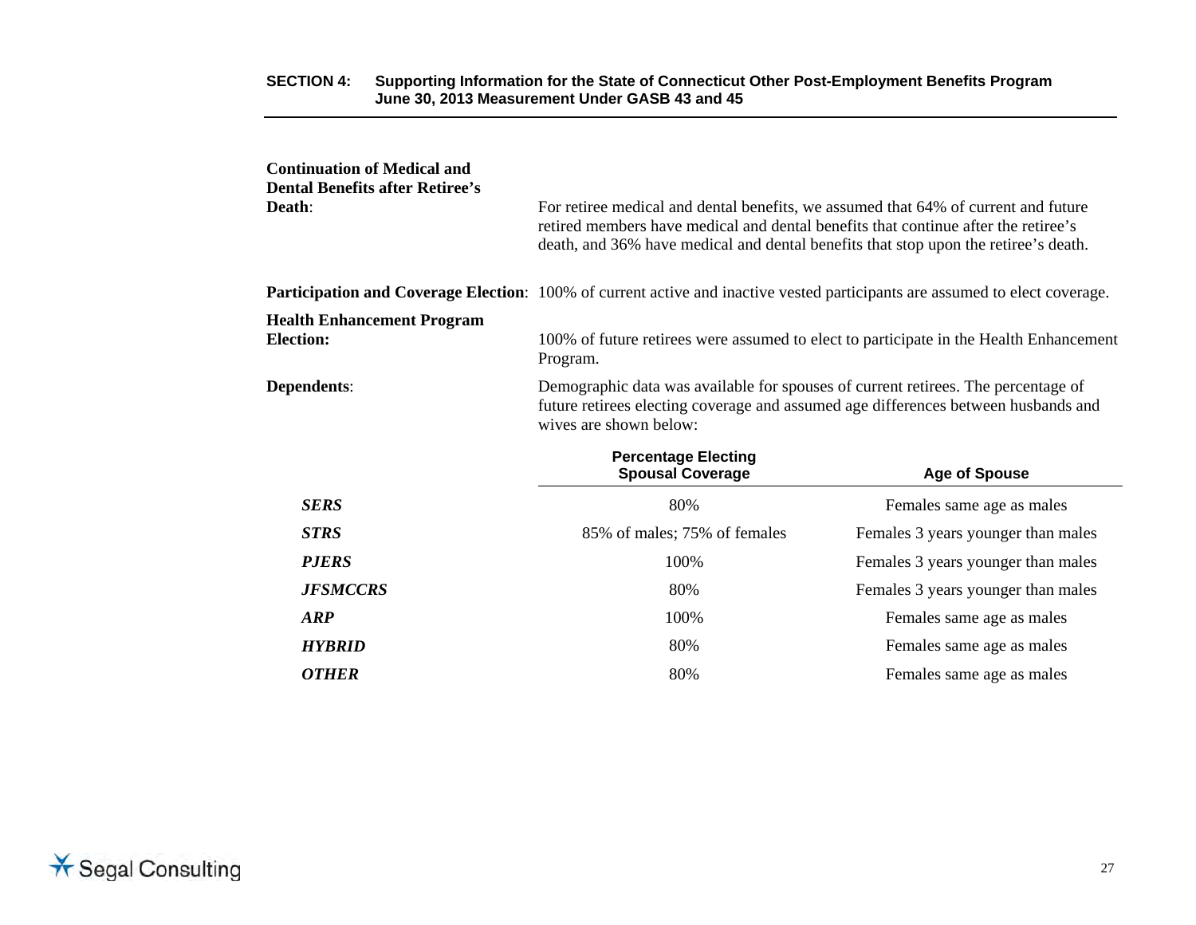**Continuation of Medical and Dental Benefits after Retiree's Death**: For retiree medical and dental benefits, we assumed that 64% of current and future retired members have medical and dental benefits that continue after the retiree's death, and 36% have medical and dental benefits that stop upon the retiree's death.

**Participation and Coverage Election**: 100% of current active and inactive vested participants are assumed to elect coverage.

**Health Enhancement Program Election:** 100% of future retirees were assumed to elect to participate in the Health Enhancement Program.

**Dependents**: Demographic data was available for spouses of current retirees. The percentage of future retirees electing coverage and assumed age differences between husbands and wives are shown below:

| | Percentage Electing Spousal Coverage | Age of Spouse |
|---|---|---|
| ***SERS*** | 80% | Females same age as males |
| ***STRS*** | 85% of males; 75% of females | Females 3 years younger than males |
| ***PJERS*** | 100% | Females 3 years younger than males |
| ***JFSMCCRS*** | 80% | Females 3 years younger than males |
| ***ARP*** | 100% | Females same age as males |
| ***HYBRID*** | 80% | Females same age as males |
| ***OTHER*** | 80% | Females same age as males |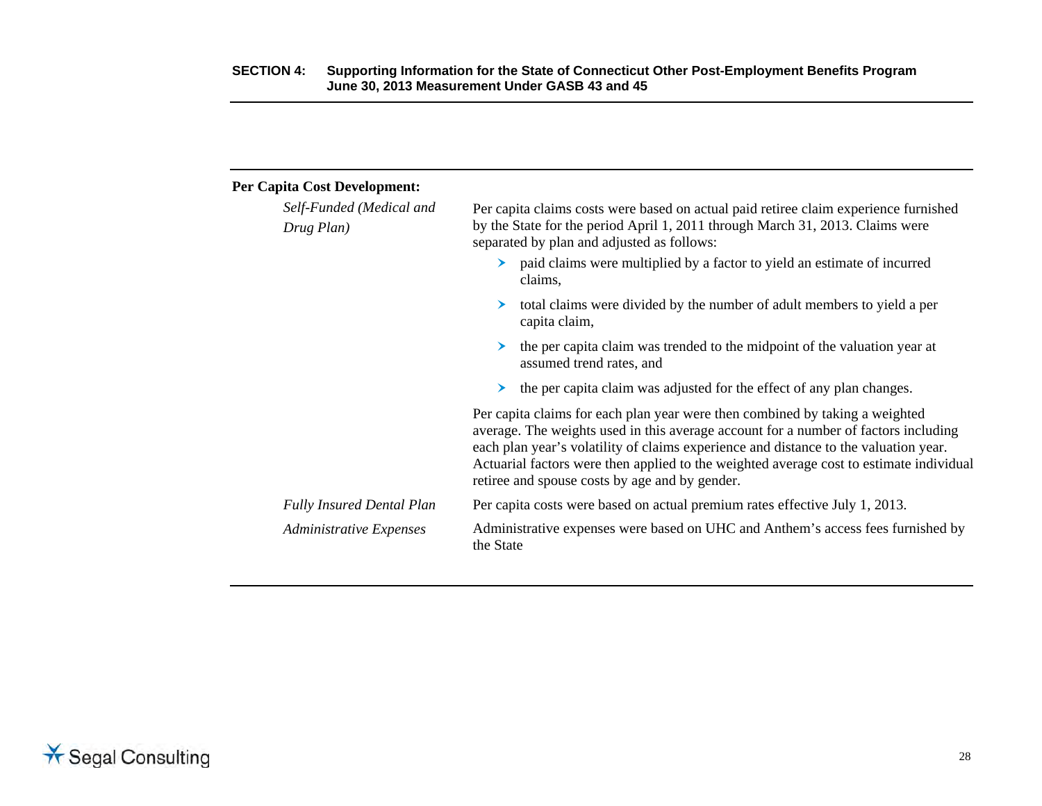**Per Capita Cost Development:**

*Self-Funded (Medical and Drug Plan)*

Per capita claims costs were based on actual paid retiree claim experience furnished by the State for the period April 1, 2011 through March 31, 2013. Claims were separated by plan and adjusted as follows:

- paid claims were multiplied by a factor to yield an estimate of incurred claims,
- total claims were divided by the number of adult members to yield a per capita claim,
- the per capita claim was trended to the midpoint of the valuation year at assumed trend rates, and
- the per capita claim was adjusted for the effect of any plan changes.

Per capita claims for each plan year were then combined by taking a weighted average. The weights used in this average account for a number of factors including each plan year's volatility of claims experience and distance to the valuation year. Actuarial factors were then applied to the weighted average cost to estimate individual retiree and spouse costs by age and by gender.

*Fully Insured Dental Plan*

Per capita costs were based on actual premium rates effective July 1, 2013.

*Administrative Expenses*

Administrative expenses were based on UHC and Anthem's access fees furnished by the State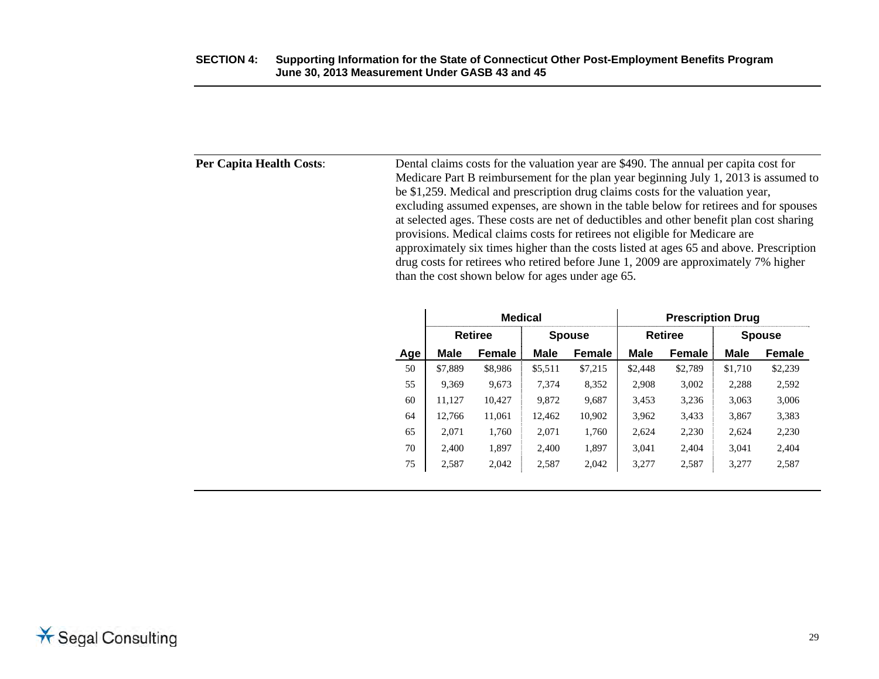**Per Capita Health Costs**:

Dental claims costs for the valuation year are $490. The annual per capita cost for Medicare Part B reimbursement for the plan year beginning July 1, 2013 is assumed to be $1,259. Medical and prescription drug claims costs for the valuation year, excluding assumed expenses, are shown in the table below for retirees and for spouses at selected ages. These costs are net of deductibles and other benefit plan cost sharing provisions. Medical claims costs for retirees not eligible for Medicare are approximately six times higher than the costs listed at ages 65 and above. Prescription drug costs for retirees who retired before June 1, 2009 are approximately 7% higher than the cost shown below for ages under age 65.

| | Medical | | | | Prescription Drug | | | |
|---|---|---|---|---|---|---|---|---|
| | Retiree | | Spouse | | Retiree | | Spouse | |
| Age | Male | Female | Male | Female | Male | Female | Male | Female |
| 50 | $7,889 | $8,986 | $5,511 | $7,215 | $2,448 | $2,789 | $1,710 | $2,239 |
| 55 | 9,369 | 9,673 | 7,374 | 8,352 | 2,908 | 3,002 | 2,288 | 2,592 |
| 60 | 11,127 | 10,427 | 9,872 | 9,687 | 3,453 | 3,236 | 3,063 | 3,006 |
| 64 | 12,766 | 11,061 | 12,462 | 10,902 | 3,962 | 3,433 | 3,867 | 3,383 |
| 65 | 2,071 | 1,760 | 2,071 | 1,760 | 2,624 | 2,230 | 2,624 | 2,230 |
| 70 | 2,400 | 1,897 | 2,400 | 1,897 | 3,041 | 2,404 | 3,041 | 2,404 |
| 75 | 2,587 | 2,042 | 2,587 | 2,042 | 3,277 | 2,587 | 3,277 | 2,587 |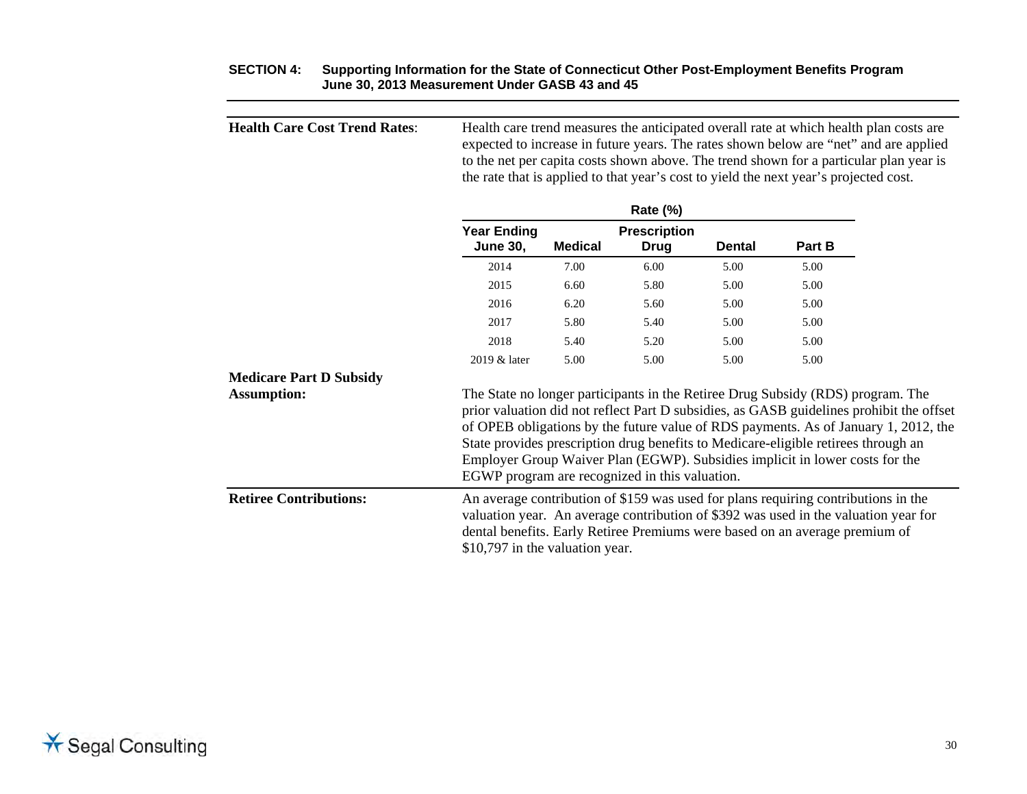**Health Care Cost Trend Rates**: Health care trend measures the anticipated overall rate at which health plan costs are expected to increase in future years. The rates shown below are "net" and are applied to the net per capita costs shown above. The trend shown for a particular plan year is the rate that is applied to that year's cost to yield the next year's projected cost.

| Rate (%) | | | | |
|---|---|---|---|---|
| **Year Ending June 30,** | **Medical** | **Prescription Drug** | **Dental** | **Part B** |
| 2014 | 7.00 | 6.00 | 5.00 | 5.00 |
| 2015 | 6.60 | 5.80 | 5.00 | 5.00 |
| 2016 | 6.20 | 5.60 | 5.00 | 5.00 |
| 2017 | 5.80 | 5.40 | 5.00 | 5.00 |
| 2018 | 5.40 | 5.20 | 5.00 | 5.00 |
| 2019 & later | 5.00 | 5.00 | 5.00 | 5.00 |

**Medicare Part D Subsidy Assumption:** The State no longer participants in the Retiree Drug Subsidy (RDS) program. The prior valuation did not reflect Part D subsidies, as GASB guidelines prohibit the offset of OPEB obligations by the future value of RDS payments. As of January 1, 2012, the State provides prescription drug benefits to Medicare-eligible retirees through an Employer Group Waiver Plan (EGWP). Subsidies implicit in lower costs for the EGWP program are recognized in this valuation.

**Retiree Contributions:** An average contribution of $159 was used for plans requiring contributions in the valuation year. An average contribution of $392 was used in the valuation year for dental benefits. Early Retiree Premiums were based on an average premium of $10,797 in the valuation year.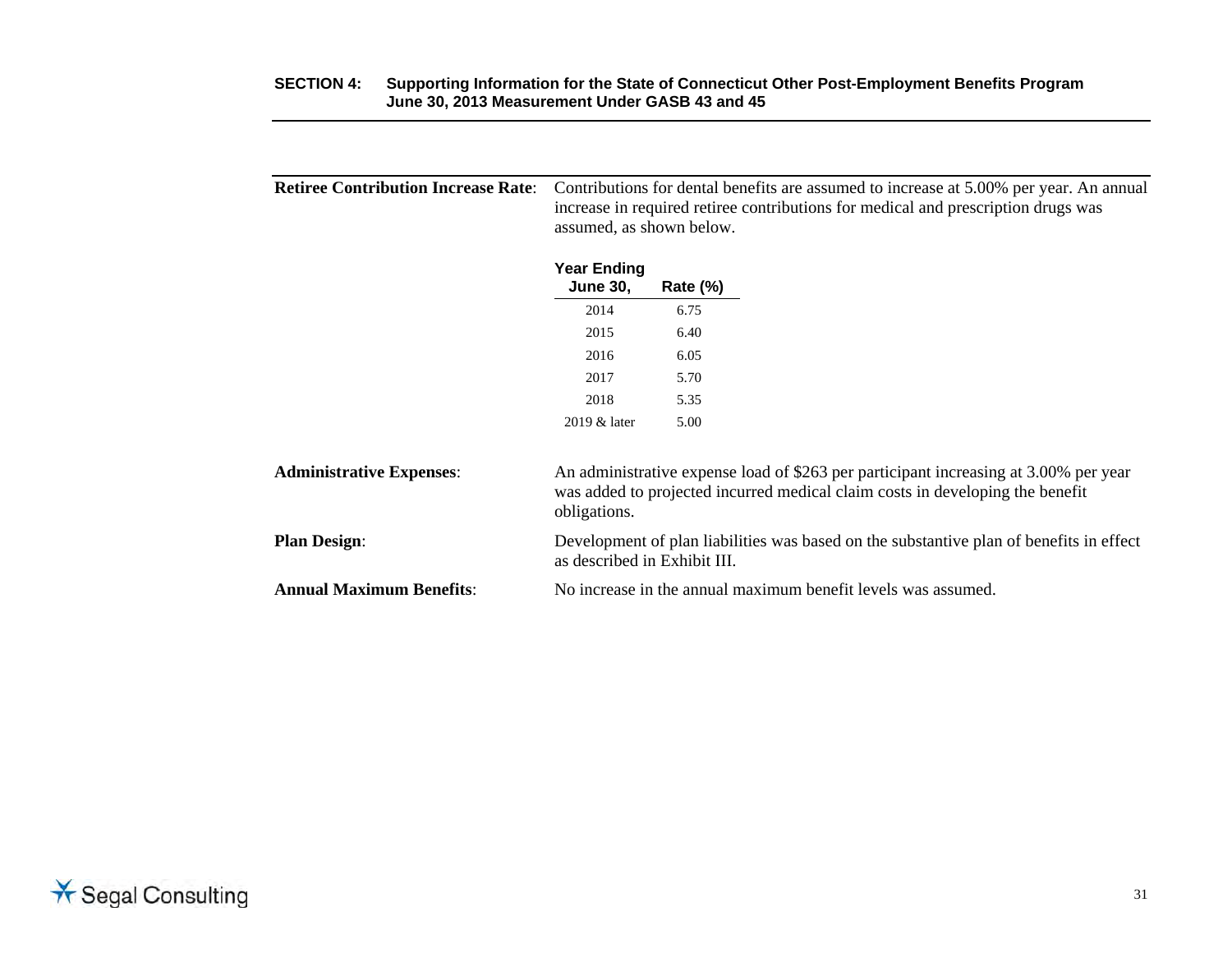**Retiree Contribution Increase Rate**: Contributions for dental benefits are assumed to increase at 5.00% per year. An annual increase in required retiree contributions for medical and prescription drugs was assumed, as shown below.

| Year Ending June 30, | Rate (%) |
|---|---|
| 2014 | 6.75 |
| 2015 | 6.40 |
| 2016 | 6.05 |
| 2017 | 5.70 |
| 2018 | 5.35 |
| 2019 & later | 5.00 |

**Administrative Expenses**: An administrative expense load of $263 per participant increasing at 3.00% per year was added to projected incurred medical claim costs in developing the benefit obligations.

**Plan Design**: Development of plan liabilities was based on the substantive plan of benefits in effect as described in Exhibit III.

**Annual Maximum Benefits**: No increase in the annual maximum benefit levels was assumed.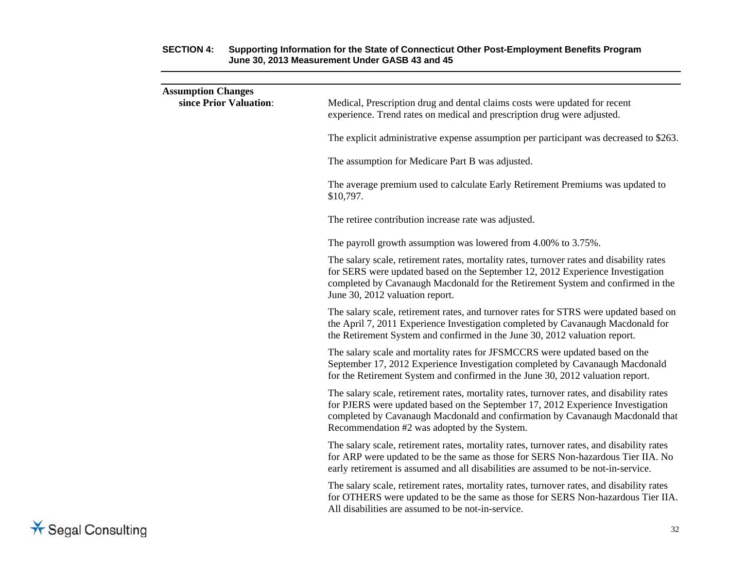**Assumption Changes since Prior Valuation**:

Medical, Prescription drug and dental claims costs were updated for recent experience. Trend rates on medical and prescription drug were adjusted.

The explicit administrative expense assumption per participant was decreased to $263.

The assumption for Medicare Part B was adjusted.

The average premium used to calculate Early Retirement Premiums was updated to $10,797.

The retiree contribution increase rate was adjusted.

The payroll growth assumption was lowered from 4.00% to 3.75%.

The salary scale, retirement rates, mortality rates, turnover rates and disability rates for SERS were updated based on the September 12, 2012 Experience Investigation completed by Cavanaugh Macdonald for the Retirement System and confirmed in the June 30, 2012 valuation report.

The salary scale, retirement rates, and turnover rates for STRS were updated based on the April 7, 2011 Experience Investigation completed by Cavanaugh Macdonald for the Retirement System and confirmed in the June 30, 2012 valuation report.

The salary scale and mortality rates for JFSMCCRS were updated based on the September 17, 2012 Experience Investigation completed by Cavanaugh Macdonald for the Retirement System and confirmed in the June 30, 2012 valuation report.

The salary scale, retirement rates, mortality rates, turnover rates, and disability rates for PJERS were updated based on the September 17, 2012 Experience Investigation completed by Cavanaugh Macdonald and confirmation by Cavanaugh Macdonald that Recommendation #2 was adopted by the System.

The salary scale, retirement rates, mortality rates, turnover rates, and disability rates for ARP were updated to be the same as those for SERS Non-hazardous Tier IIA. No early retirement is assumed and all disabilities are assumed to be not-in-service.

The salary scale, retirement rates, mortality rates, turnover rates, and disability rates for OTHERS were updated to be the same as those for SERS Non-hazardous Tier IIA. All disabilities are assumed to be not-in-service.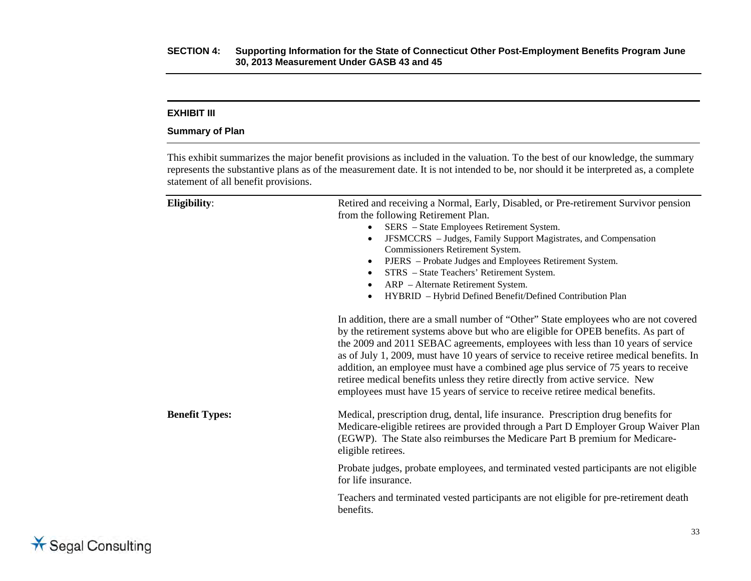## EXHIBIT III

### Summary of Plan

This exhibit summarizes the major benefit provisions as included in the valuation. To the best of our knowledge, the summary represents the substantive plans as of the measurement date. It is not intended to be, nor should it be interpreted as, a complete statement of all benefit provisions.

**Eligibility**:

Retired and receiving a Normal, Early, Disabled, or Pre-retirement Survivor pension from the following Retirement Plan.

- SERS – State Employees Retirement System.
- JFSMCCRS – Judges, Family Support Magistrates, and Compensation Commissioners Retirement System.
- PJERS – Probate Judges and Employees Retirement System.
- STRS – State Teachers' Retirement System.
- ARP – Alternate Retirement System.
- HYBRID – Hybrid Defined Benefit/Defined Contribution Plan

In addition, there are a small number of "Other" State employees who are not covered by the retirement systems above but who are eligible for OPEB benefits. As part of the 2009 and 2011 SEBAC agreements, employees with less than 10 years of service as of July 1, 2009, must have 10 years of service to receive retiree medical benefits. In addition, an employee must have a combined age plus service of 75 years to receive retiree medical benefits unless they retire directly from active service. New employees must have 15 years of service to receive retiree medical benefits.

**Benefit Types:**

Medical, prescription drug, dental, life insurance. Prescription drug benefits for Medicare-eligible retirees are provided through a Part D Employer Group Waiver Plan (EGWP). The State also reimburses the Medicare Part B premium for Medicare-eligible retirees.

Probate judges, probate employees, and terminated vested participants are not eligible for life insurance.

Teachers and terminated vested participants are not eligible for pre-retirement death benefits.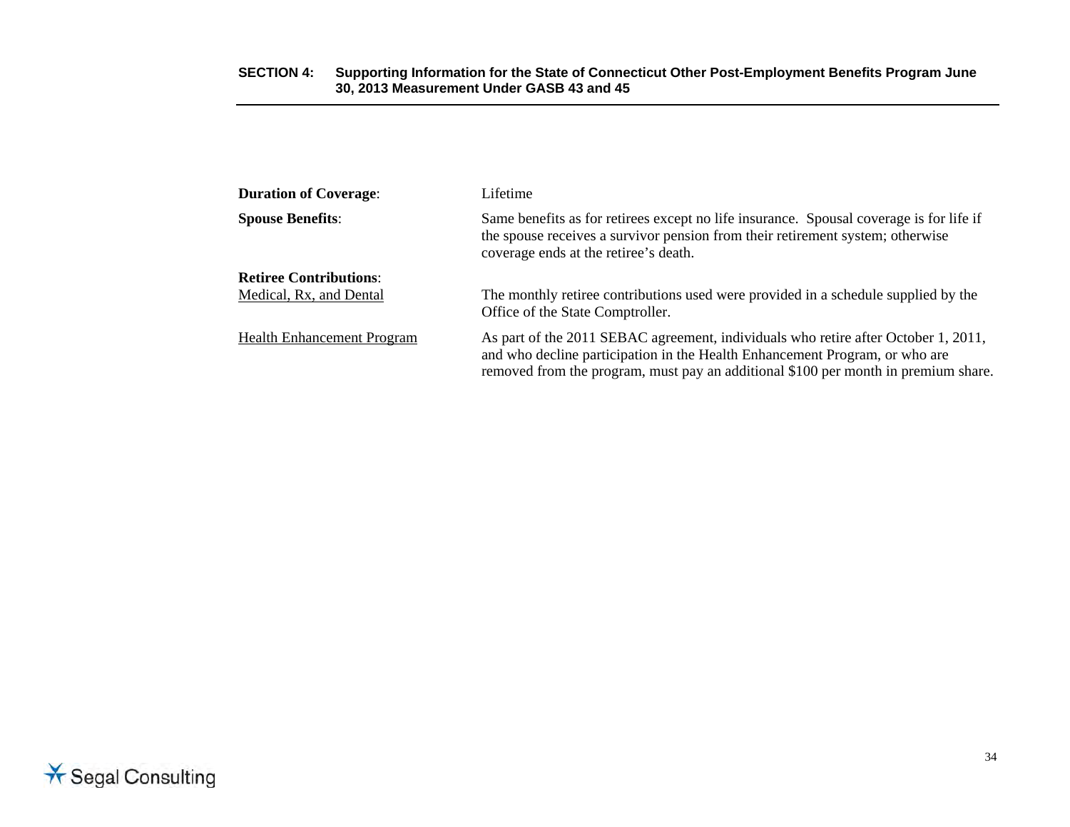**Duration of Coverage**: Lifetime

**Spouse Benefits**: Same benefits as for retirees except no life insurance. Spousal coverage is for life if the spouse receives a survivor pension from their retirement system; otherwise coverage ends at the retiree's death.

**Retiree Contributions**:

Medical, Rx, and Dental — The monthly retiree contributions used were provided in a schedule supplied by the Office of the State Comptroller.

Health Enhancement Program — As part of the 2011 SEBAC agreement, individuals who retire after October 1, 2011, and who decline participation in the Health Enhancement Program, or who are removed from the program, must pay an additional $100 per month in premium share.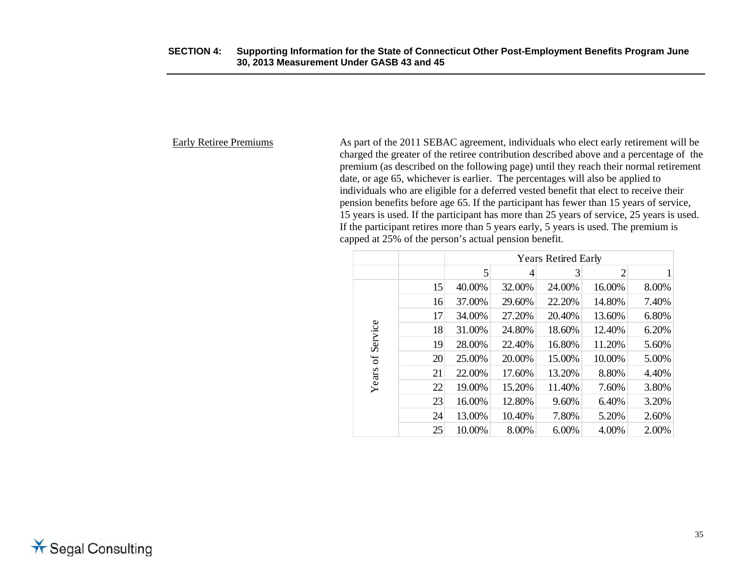Early Retiree Premiums

As part of the 2011 SEBAC agreement, individuals who elect early retirement will be charged the greater of the retiree contribution described above and a percentage of the premium (as described on the following page) until they reach their normal retirement date, or age 65, whichever is earlier. The percentages will also be applied to individuals who are eligible for a deferred vested benefit that elect to receive their pension benefits before age 65. If the participant has fewer than 15 years of service, 15 years is used. If the participant has more than 25 years of service, 25 years is used. If the participant retires more than 5 years early, 5 years is used. The premium is capped at 25% of the person's actual pension benefit.

| | | Years Retired Early | | | | |
|---|---|---|---|---|---|---|
| | | 5 | 4 | 3 | 2 | 1 |
| Years of Service | 15 | 40.00% | 32.00% | 24.00% | 16.00% | 8.00% |
| | 16 | 37.00% | 29.60% | 22.20% | 14.80% | 7.40% |
| | 17 | 34.00% | 27.20% | 20.40% | 13.60% | 6.80% |
| | 18 | 31.00% | 24.80% | 18.60% | 12.40% | 6.20% |
| | 19 | 28.00% | 22.40% | 16.80% | 11.20% | 5.60% |
| | 20 | 25.00% | 20.00% | 15.00% | 10.00% | 5.00% |
| | 21 | 22.00% | 17.60% | 13.20% | 8.80% | 4.40% |
| | 22 | 19.00% | 15.20% | 11.40% | 7.60% | 3.80% |
| | 23 | 16.00% | 12.80% | 9.60% | 6.40% | 3.20% |
| | 24 | 13.00% | 10.40% | 7.80% | 5.20% | 2.60% |
| | 25 | 10.00% | 8.00% | 6.00% | 4.00% | 2.00% |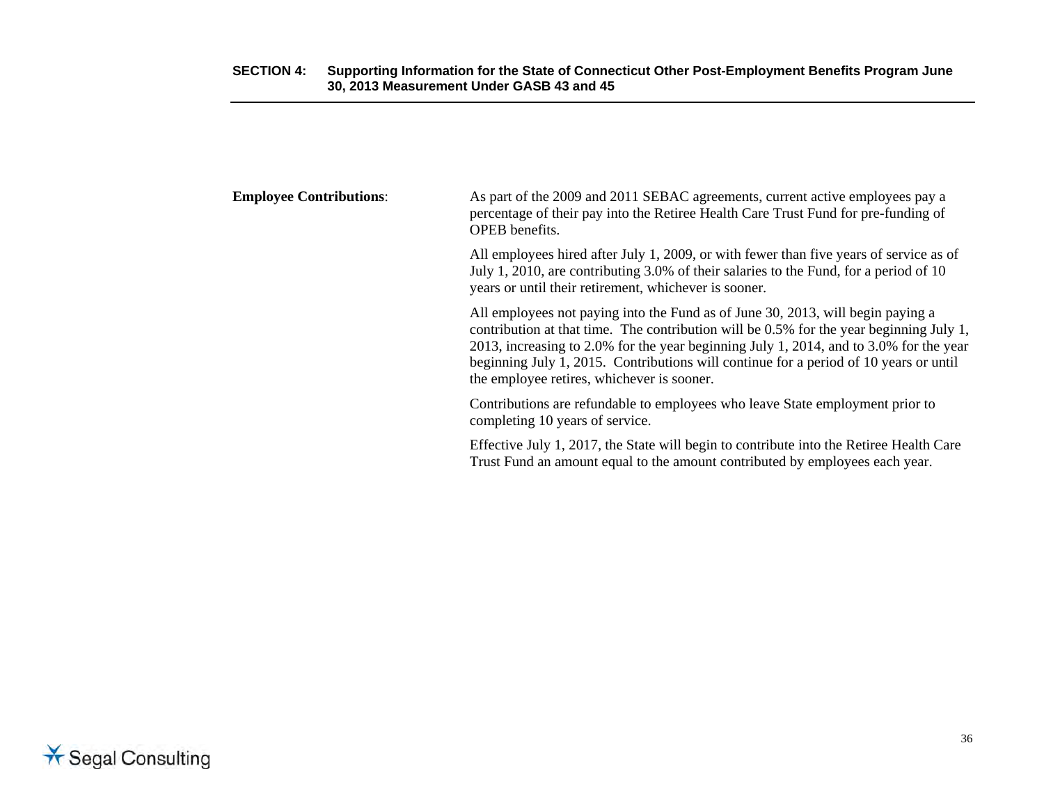**Employee Contributions**:

As part of the 2009 and 2011 SEBAC agreements, current active employees pay a percentage of their pay into the Retiree Health Care Trust Fund for pre-funding of OPEB benefits.

All employees hired after July 1, 2009, or with fewer than five years of service as of July 1, 2010, are contributing 3.0% of their salaries to the Fund, for a period of 10 years or until their retirement, whichever is sooner.

All employees not paying into the Fund as of June 30, 2013, will begin paying a contribution at that time. The contribution will be 0.5% for the year beginning July 1, 2013, increasing to 2.0% for the year beginning July 1, 2014, and to 3.0% for the year beginning July 1, 2015. Contributions will continue for a period of 10 years or until the employee retires, whichever is sooner.

Contributions are refundable to employees who leave State employment prior to completing 10 years of service.

Effective July 1, 2017, the State will begin to contribute into the Retiree Health Care Trust Fund an amount equal to the amount contributed by employees each year.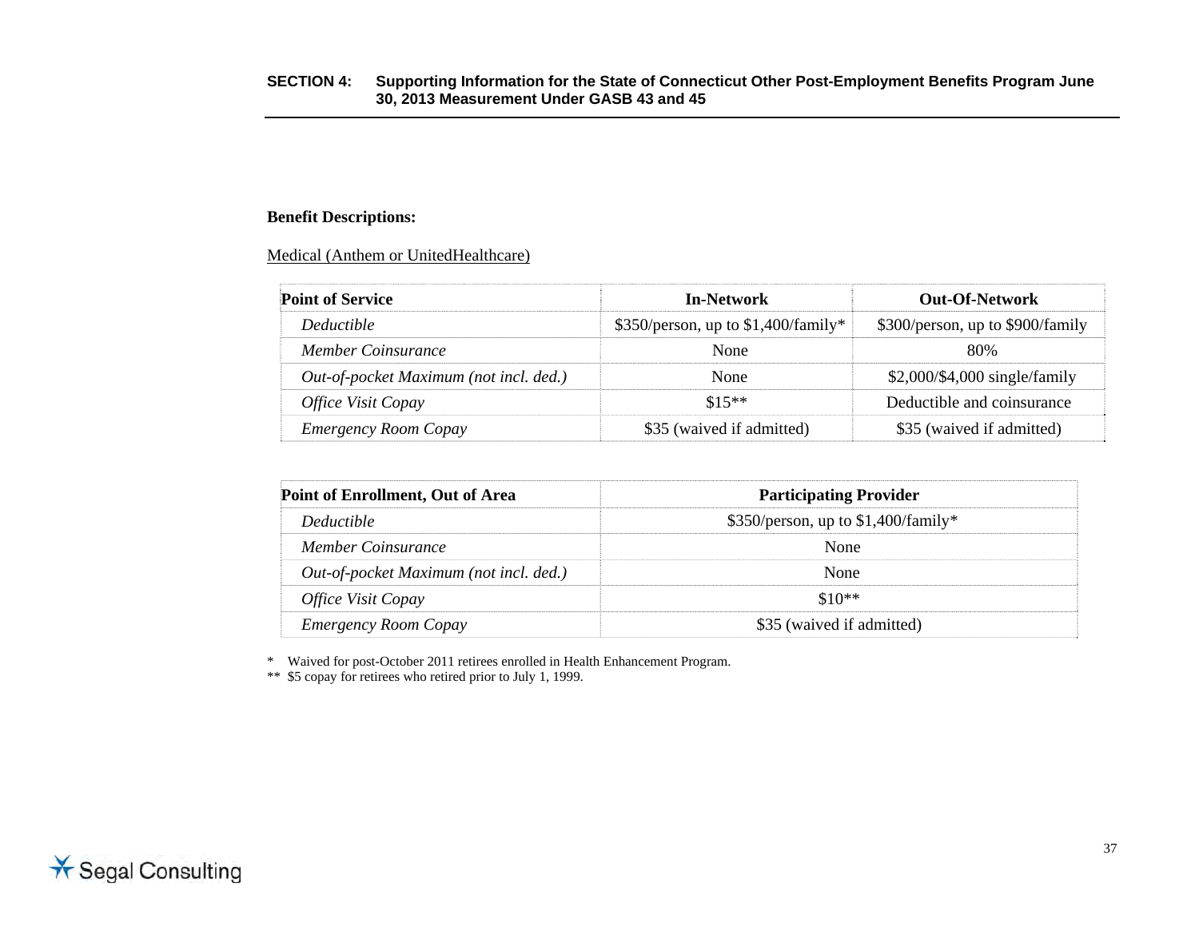**Benefit Descriptions:**

Medical (Anthem or UnitedHealthcare)

| Point of Service | In-Network | Out-Of-Network |
|---|---|---|
| *Deductible* | $350/person, up to $1,400/family* | $300/person, up to $900/family |
| *Member Coinsurance* | None | 80% |
| *Out-of-pocket Maximum (not incl. ded.)* | None | $2,000/$4,000 single/family |
| *Office Visit Copay* | $15** | Deductible and coinsurance |
| *Emergency Room Copay* | $35 (waived if admitted) | $35 (waived if admitted) |

| Point of Enrollment, Out of Area | Participating Provider |
|---|---|
| *Deductible* | $350/person, up to $1,400/family* |
| *Member Coinsurance* | None |
| *Out-of-pocket Maximum (not incl. ded.)* | None |
| *Office Visit Copay* | $10** |
| *Emergency Room Copay* | $35 (waived if admitted) |

\* Waived for post-October 2011 retirees enrolled in Health Enhancement Program.

\** $5 copay for retirees who retired prior to July 1, 1999.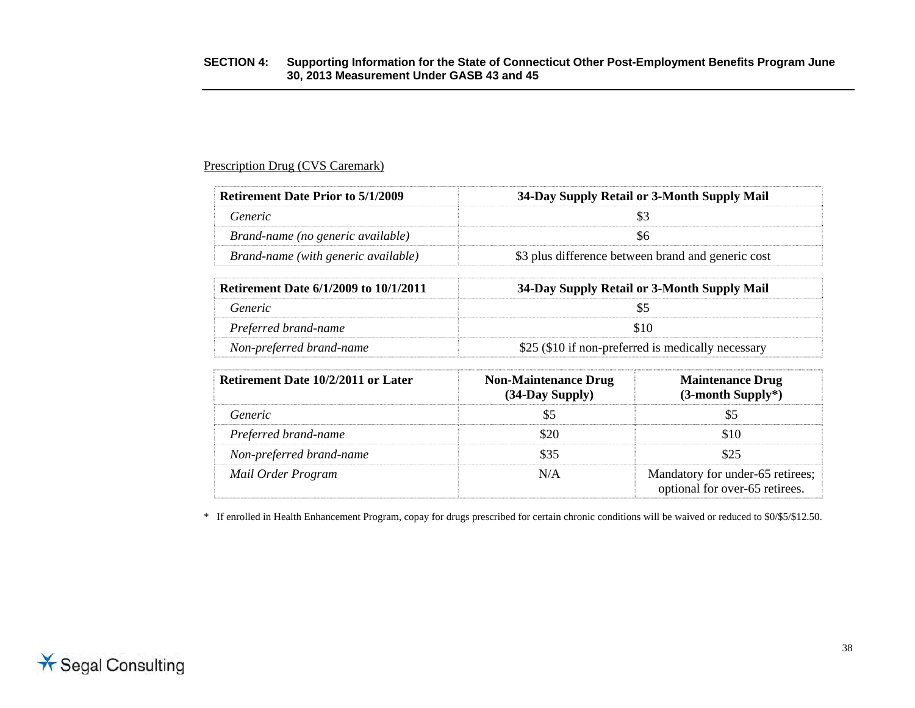Prescription Drug (CVS Caremark)

| Retirement Date Prior to 5/1/2009 | 34-Day Supply Retail or 3-Month Supply Mail |
|---|---|
| *Generic* | $3 |
| *Brand-name (no generic available)* | $6 |
| *Brand-name (with generic available)* | $3 plus difference between brand and generic cost |

| Retirement Date 6/1/2009 to 10/1/2011 | 34-Day Supply Retail or 3-Month Supply Mail |
|---|---|
| *Generic* | $5 |
| *Preferred brand-name* | $10 |
| *Non-preferred brand-name* | $25 ($10 if non-preferred is medically necessary |

| Retirement Date 10/2/2011 or Later | Non-Maintenance Drug (34-Day Supply) | Maintenance Drug (3-month Supply*) |
|---|---|---|
| *Generic* | $5 | $5 |
| *Preferred brand-name* | $20 | $10 |
| *Non-preferred brand-name* | $35 | $25 |
| *Mail Order Program* | N/A | Mandatory for under-65 retirees; optional for over-65 retirees. |

* If enrolled in Health Enhancement Program, copay for drugs prescribed for certain chronic conditions will be waived or reduced to $0/$5/$12.50.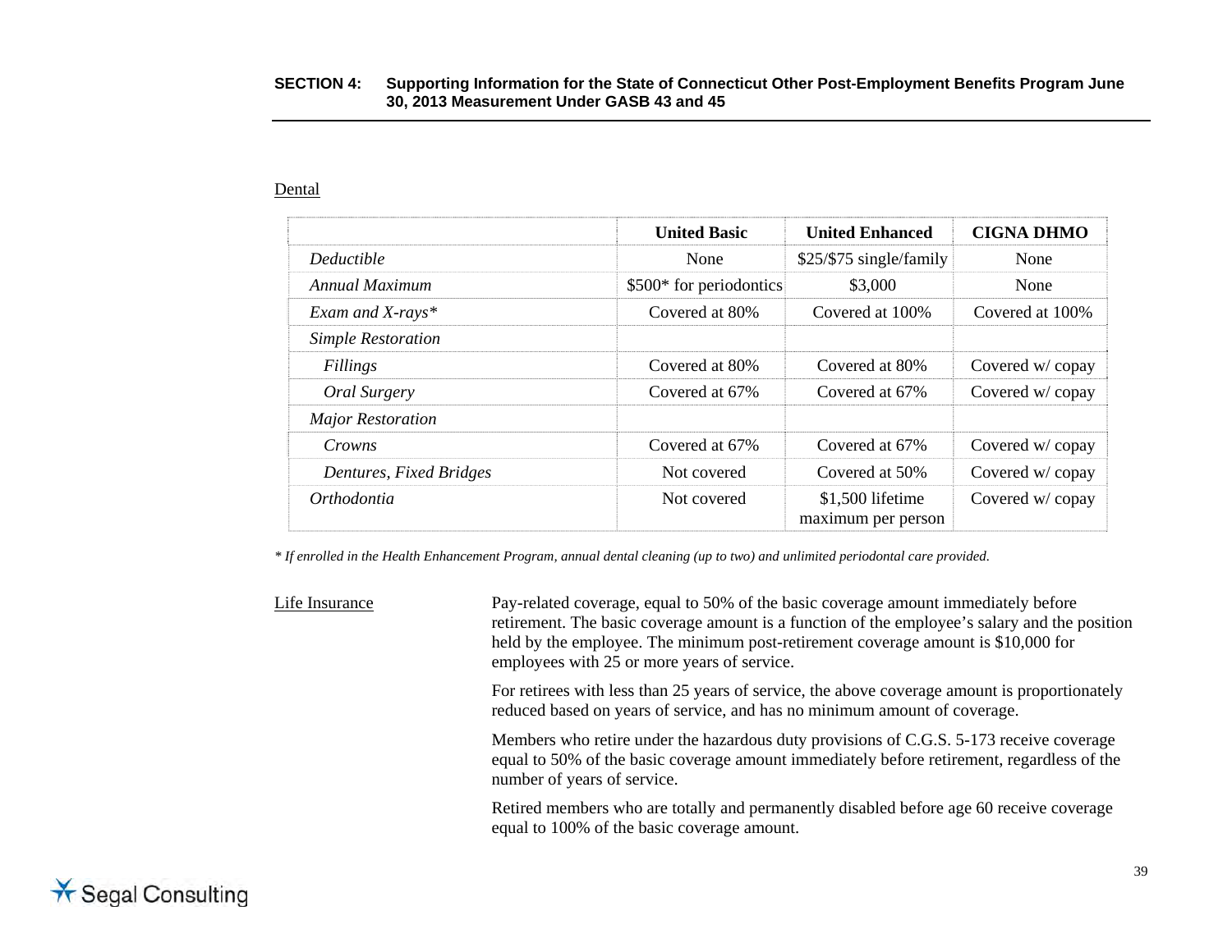### Dental

| | United Basic | United Enhanced | CIGNA DHMO |
|---|---|---|---|
| *Deductible* | None | $25/$75 single/family | None |
| *Annual Maximum* | $500* for periodontics | $3,000 | None |
| *Exam and X-rays** | Covered at 80% | Covered at 100% | Covered at 100% |
| *Simple Restoration* | | | |
| *Fillings* | Covered at 80% | Covered at 80% | Covered w/ copay |
| *Oral Surgery* | Covered at 67% | Covered at 67% | Covered w/ copay |
| *Major Restoration* | | | |
| *Crowns* | Covered at 67% | Covered at 67% | Covered w/ copay |
| *Dentures, Fixed Bridges* | Not covered | Covered at 50% | Covered w/ copay |
| *Orthodontia* | Not covered | $1,500 lifetime maximum per person | Covered w/ copay |

*\* If enrolled in the Health Enhancement Program, annual dental cleaning (up to two) and unlimited periodontal care provided.*

### Life Insurance

Pay-related coverage, equal to 50% of the basic coverage amount immediately before retirement. The basic coverage amount is a function of the employee's salary and the position held by the employee. The minimum post-retirement coverage amount is $10,000 for employees with 25 or more years of service.

For retirees with less than 25 years of service, the above coverage amount is proportionately reduced based on years of service, and has no minimum amount of coverage.

Members who retire under the hazardous duty provisions of C.G.S. 5-173 receive coverage equal to 50% of the basic coverage amount immediately before retirement, regardless of the number of years of service.

Retired members who are totally and permanently disabled before age 60 receive coverage equal to 100% of the basic coverage amount.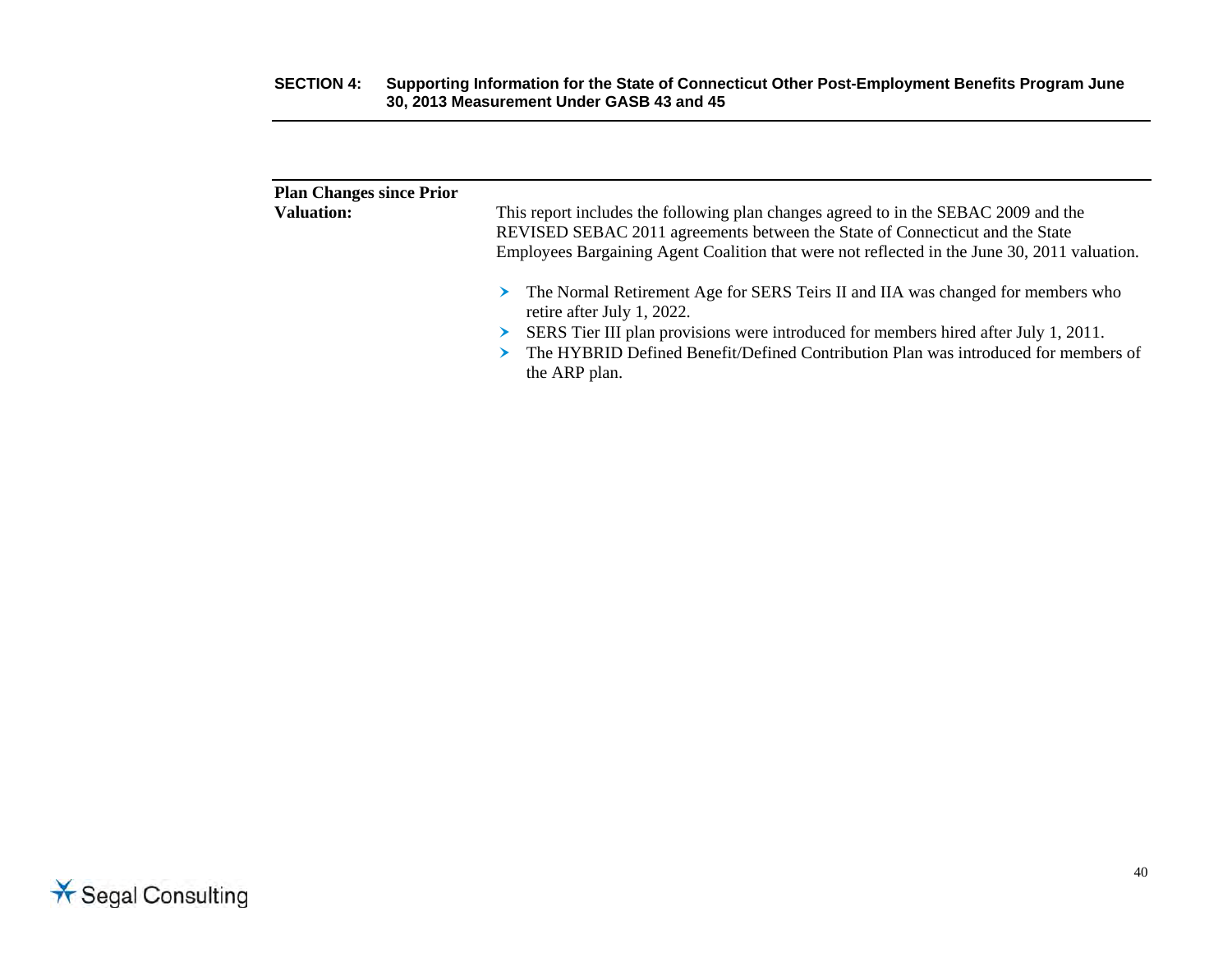**Plan Changes since Prior Valuation:**

This report includes the following plan changes agreed to in the SEBAC 2009 and the REVISED SEBAC 2011 agreements between the State of Connecticut and the State Employees Bargaining Agent Coalition that were not reflected in the June 30, 2011 valuation.

- The Normal Retirement Age for SERS Teirs II and IIA was changed for members who retire after July 1, 2022.
- SERS Tier III plan provisions were introduced for members hired after July 1, 2011.
- The HYBRID Defined Benefit/Defined Contribution Plan was introduced for members of the ARP plan.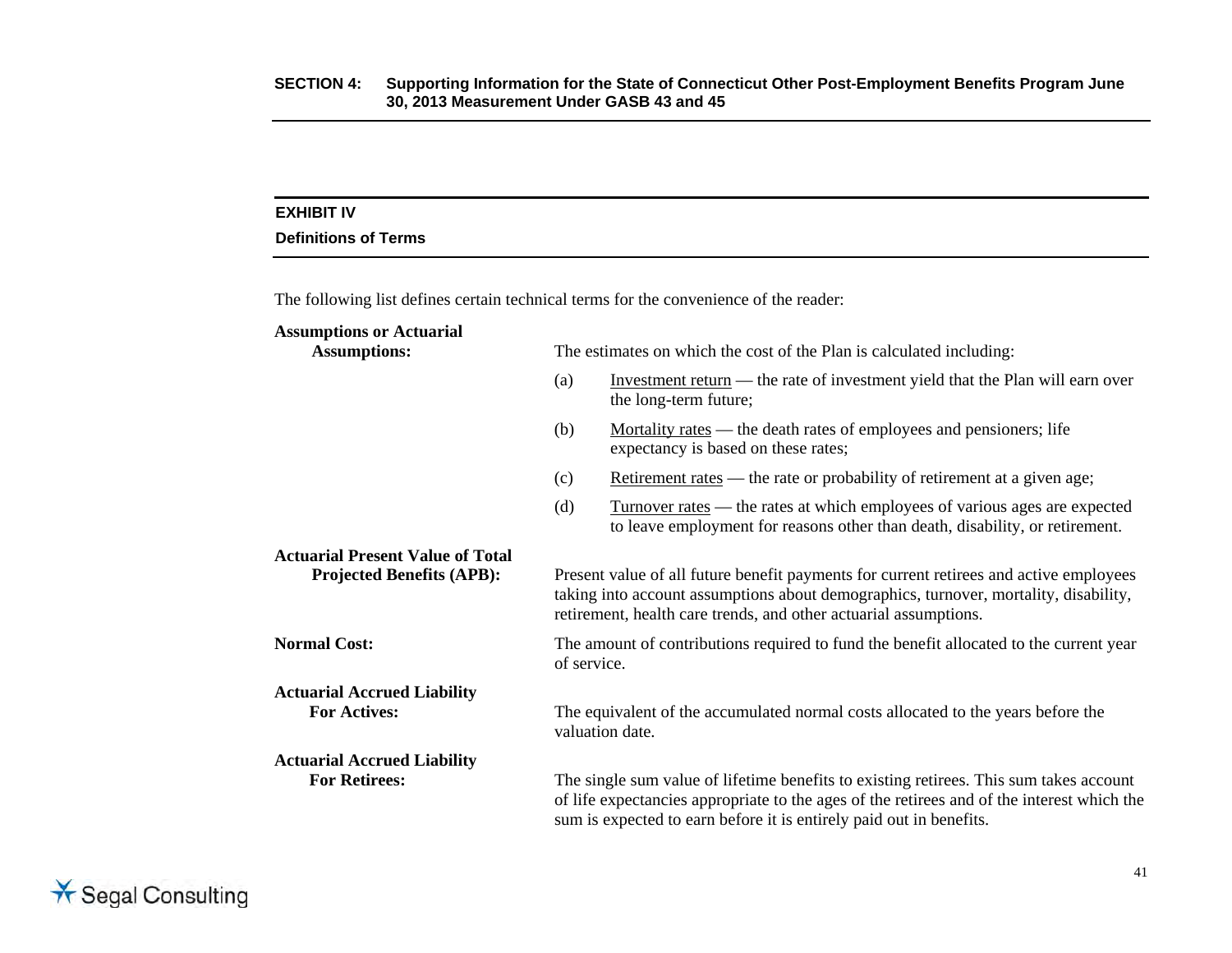## EXHIBIT IV

### Definitions of Terms

The following list defines certain technical terms for the convenience of the reader:

**Assumptions or Actuarial Assumptions:** The estimates on which the cost of the Plan is calculated including:

(a) Investment return — the rate of investment yield that the Plan will earn over the long-term future;

(b) Mortality rates — the death rates of employees and pensioners; life expectancy is based on these rates;

(c) Retirement rates — the rate or probability of retirement at a given age;

(d) Turnover rates — the rates at which employees of various ages are expected to leave employment for reasons other than death, disability, or retirement.

**Actuarial Present Value of Total Projected Benefits (APB):** Present value of all future benefit payments for current retirees and active employees taking into account assumptions about demographics, turnover, mortality, disability, retirement, health care trends, and other actuarial assumptions.

**Normal Cost:** The amount of contributions required to fund the benefit allocated to the current year of service.

**Actuarial Accrued Liability For Actives:** The equivalent of the accumulated normal costs allocated to the years before the valuation date.

**Actuarial Accrued Liability For Retirees:** The single sum value of lifetime benefits to existing retirees. This sum takes account of life expectancies appropriate to the ages of the retirees and of the interest which the sum is expected to earn before it is entirely paid out in benefits.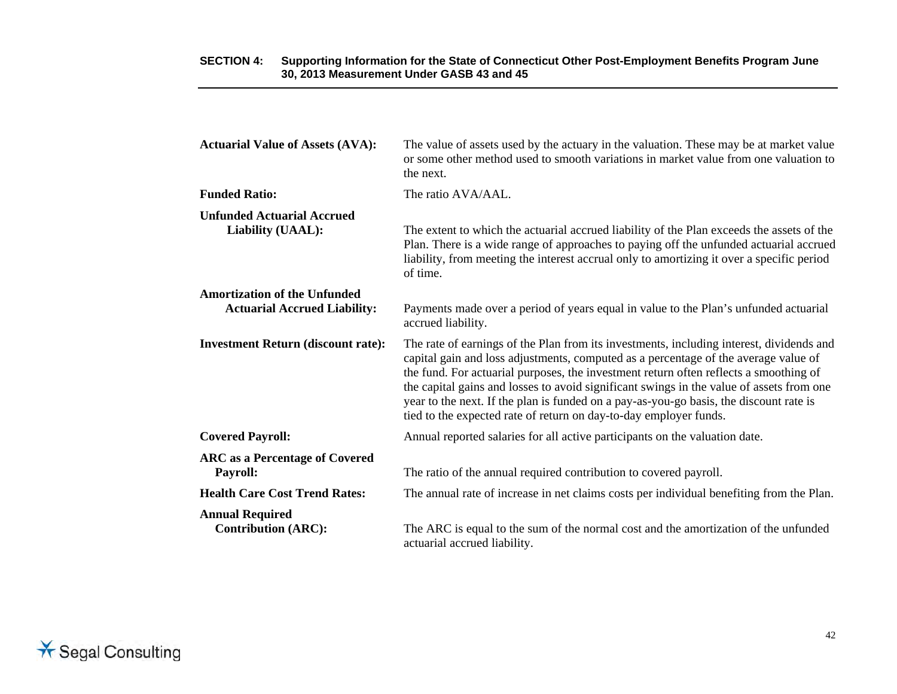**Actuarial Value of Assets (AVA):** The value of assets used by the actuary in the valuation. These may be at market value or some other method used to smooth variations in market value from one valuation to the next.

**Funded Ratio:** The ratio AVA/AAL.

**Unfunded Actuarial Accrued Liability (UAAL):** The extent to which the actuarial accrued liability of the Plan exceeds the assets of the Plan. There is a wide range of approaches to paying off the unfunded actuarial accrued liability, from meeting the interest accrual only to amortizing it over a specific period of time.

**Amortization of the Unfunded Actuarial Accrued Liability:** Payments made over a period of years equal in value to the Plan's unfunded actuarial accrued liability.

**Investment Return (discount rate):** The rate of earnings of the Plan from its investments, including interest, dividends and capital gain and loss adjustments, computed as a percentage of the average value of the fund. For actuarial purposes, the investment return often reflects a smoothing of the capital gains and losses to avoid significant swings in the value of assets from one year to the next. If the plan is funded on a pay-as-you-go basis, the discount rate is tied to the expected rate of return on day-to-day employer funds.

**Covered Payroll:** Annual reported salaries for all active participants on the valuation date.

**ARC as a Percentage of Covered Payroll:** The ratio of the annual required contribution to covered payroll.

**Health Care Cost Trend Rates:** The annual rate of increase in net claims costs per individual benefiting from the Plan.

**Annual Required Contribution (ARC):** The ARC is equal to the sum of the normal cost and the amortization of the unfunded actuarial accrued liability.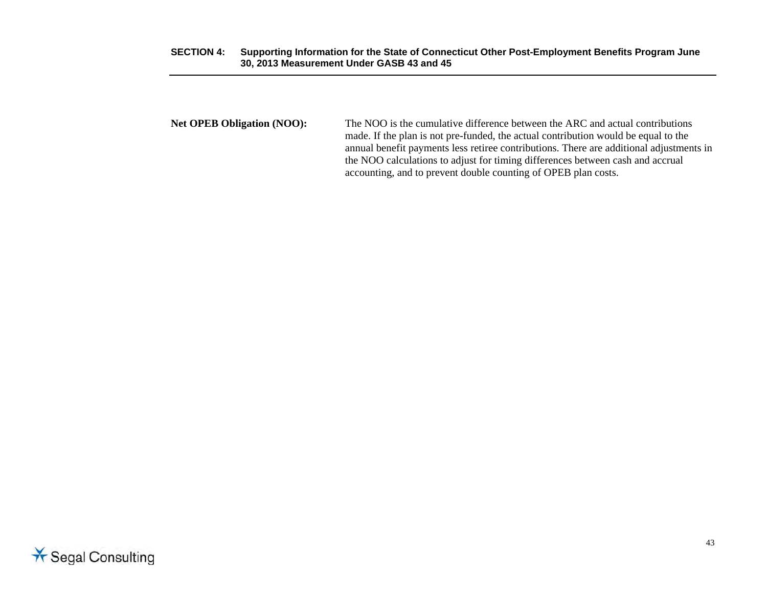**Net OPEB Obligation (NOO):** The NOO is the cumulative difference between the ARC and actual contributions made. If the plan is not pre-funded, the actual contribution would be equal to the annual benefit payments less retiree contributions. There are additional adjustments in the NOO calculations to adjust for timing differences between cash and accrual accounting, and to prevent double counting of OPEB plan costs.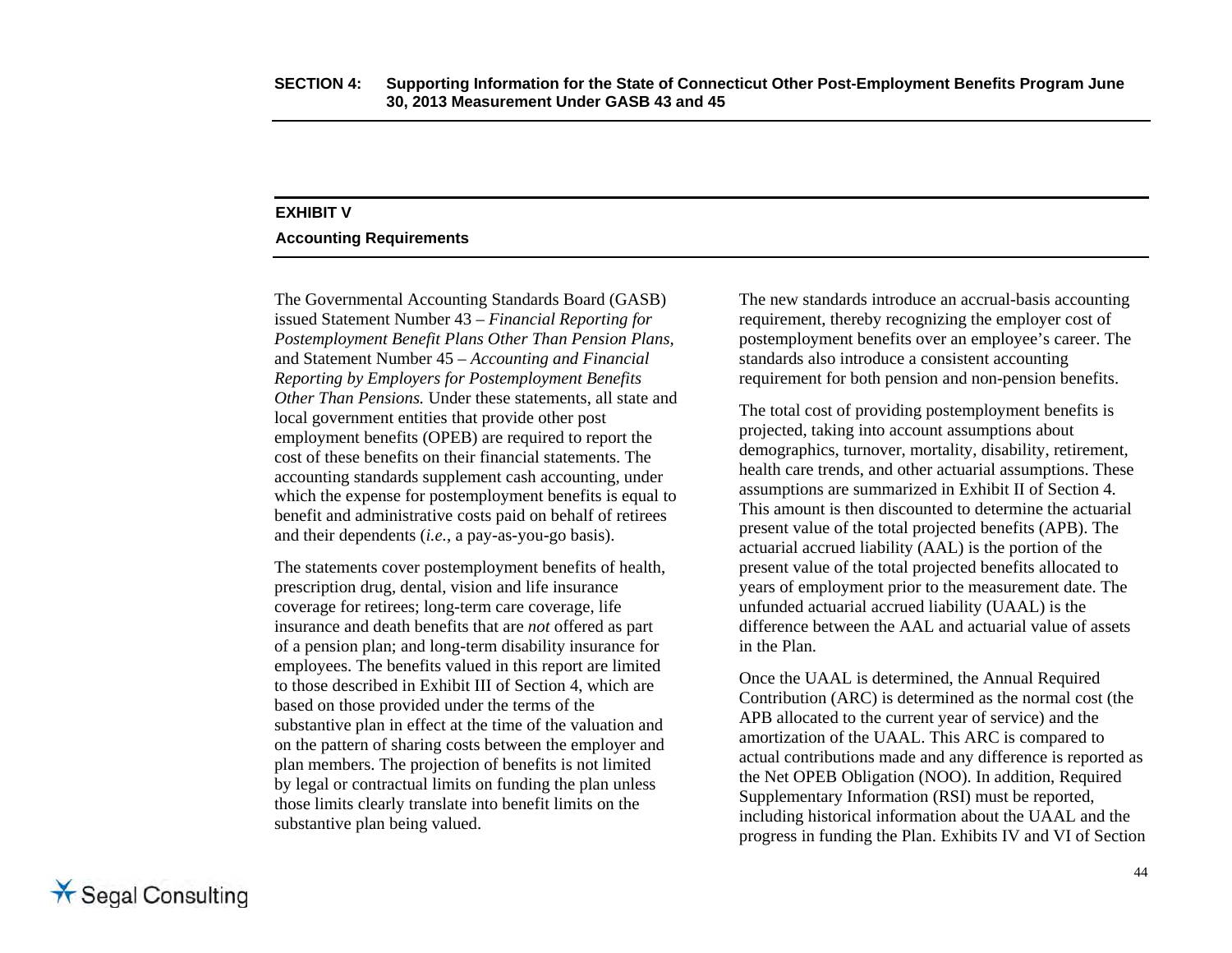## EXHIBIT V

### Accounting Requirements

The Governmental Accounting Standards Board (GASB) issued Statement Number 43 – *Financial Reporting for Postemployment Benefit Plans Other Than Pension Plans,* and Statement Number 45 – *Accounting and Financial Reporting by Employers for Postemployment Benefits Other Than Pensions.* Under these statements, all state and local government entities that provide other post employment benefits (OPEB) are required to report the cost of these benefits on their financial statements. The accounting standards supplement cash accounting, under which the expense for postemployment benefits is equal to benefit and administrative costs paid on behalf of retirees and their dependents (*i.e.*, a pay-as-you-go basis).

The statements cover postemployment benefits of health, prescription drug, dental, vision and life insurance coverage for retirees; long-term care coverage, life insurance and death benefits that are *not* offered as part of a pension plan; and long-term disability insurance for employees. The benefits valued in this report are limited to those described in Exhibit III of Section 4, which are based on those provided under the terms of the substantive plan in effect at the time of the valuation and on the pattern of sharing costs between the employer and plan members. The projection of benefits is not limited by legal or contractual limits on funding the plan unless those limits clearly translate into benefit limits on the substantive plan being valued.

The new standards introduce an accrual-basis accounting requirement, thereby recognizing the employer cost of postemployment benefits over an employee's career. The standards also introduce a consistent accounting requirement for both pension and non-pension benefits.

The total cost of providing postemployment benefits is projected, taking into account assumptions about demographics, turnover, mortality, disability, retirement, health care trends, and other actuarial assumptions. These assumptions are summarized in Exhibit II of Section 4. This amount is then discounted to determine the actuarial present value of the total projected benefits (APB). The actuarial accrued liability (AAL) is the portion of the present value of the total projected benefits allocated to years of employment prior to the measurement date. The unfunded actuarial accrued liability (UAAL) is the difference between the AAL and actuarial value of assets in the Plan.

Once the UAAL is determined, the Annual Required Contribution (ARC) is determined as the normal cost (the APB allocated to the current year of service) and the amortization of the UAAL. This ARC is compared to actual contributions made and any difference is reported as the Net OPEB Obligation (NOO). In addition, Required Supplementary Information (RSI) must be reported, including historical information about the UAAL and the progress in funding the Plan. Exhibits IV and VI of Section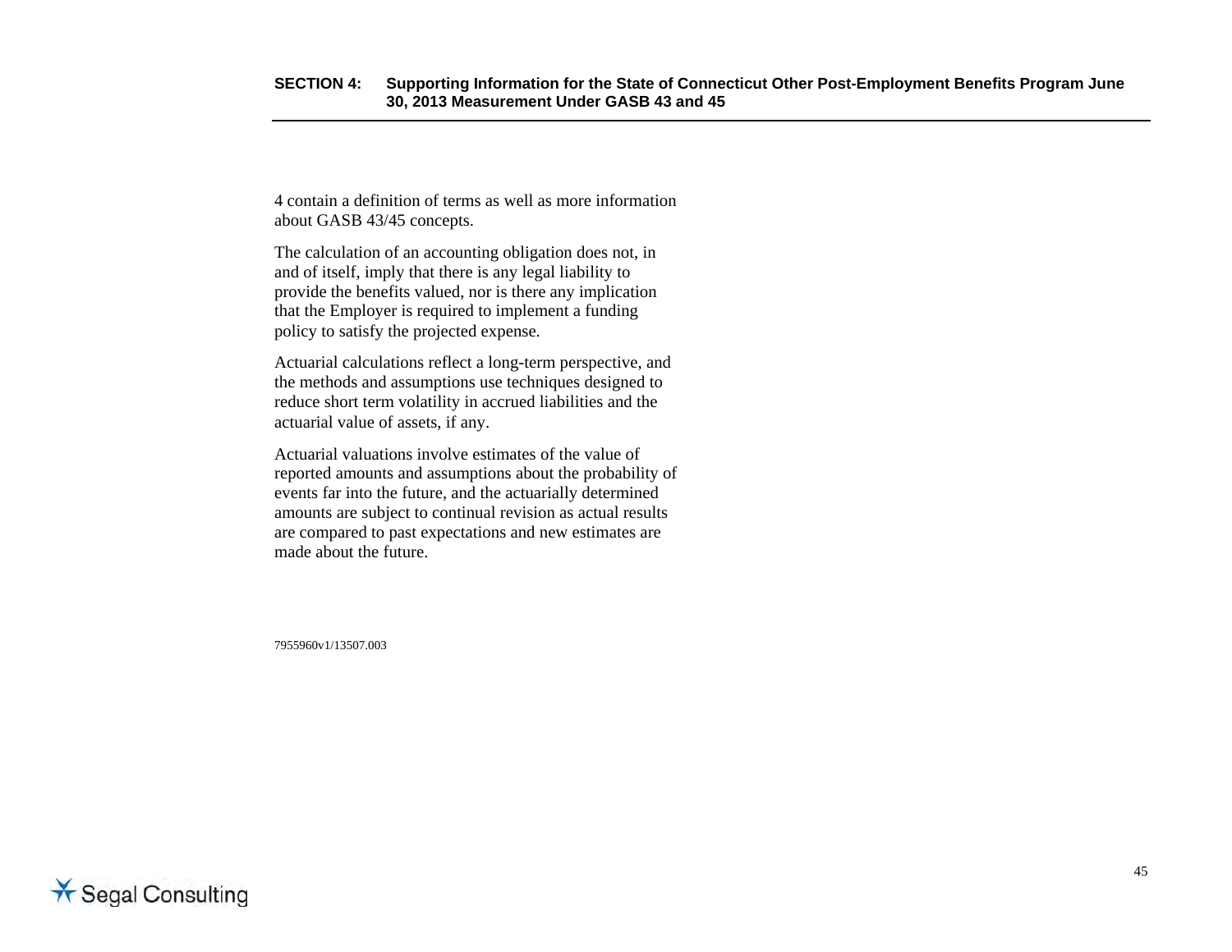4 contain a definition of terms as well as more information about GASB 43/45 concepts.

The calculation of an accounting obligation does not, in and of itself, imply that there is any legal liability to provide the benefits valued, nor is there any implication that the Employer is required to implement a funding policy to satisfy the projected expense.

Actuarial calculations reflect a long-term perspective, and the methods and assumptions use techniques designed to reduce short term volatility in accrued liabilities and the actuarial value of assets, if any.

Actuarial valuations involve estimates of the value of reported amounts and assumptions about the probability of events far into the future, and the actuarially determined amounts are subject to continual revision as actual results are compared to past expectations and new estimates are made about the future.

7955960v1/13507.003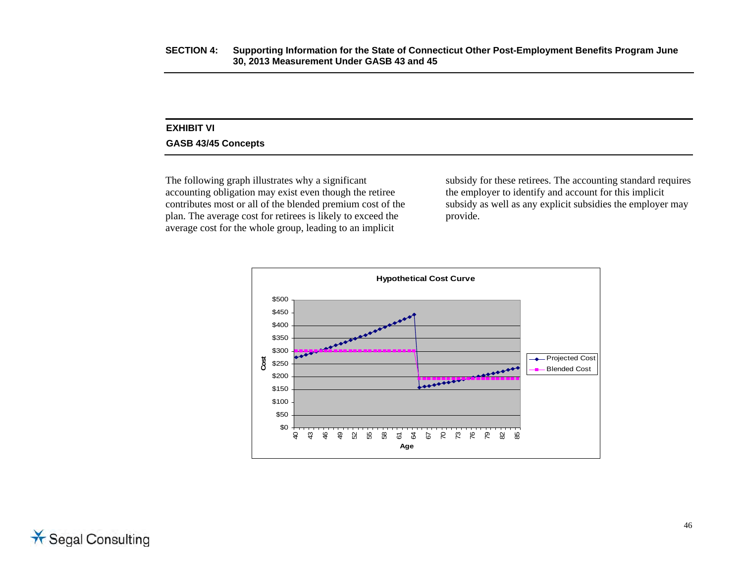## EXHIBIT VI

### GASB 43/45 Concepts

The following graph illustrates why a significant accounting obligation may exist even though the retiree contributes most or all of the blended premium cost of the plan. The average cost for retirees is likely to exceed the average cost for the whole group, leading to an implicit subsidy for these retirees. The accounting standard requires the employer to identify and account for this implicit subsidy as well as any explicit subsidies the employer may provide.

**Hypothetical Cost Curve**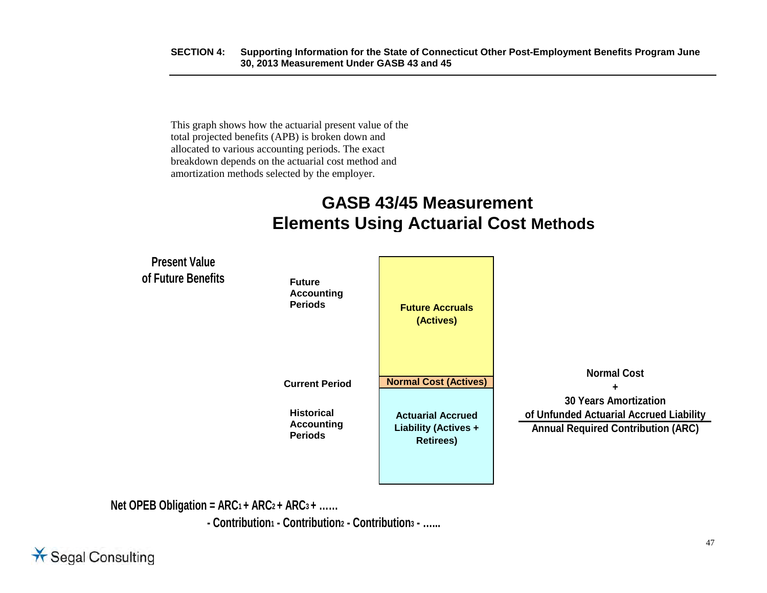This graph shows how the actuarial present value of the total projected benefits (APB) is broken down and allocated to various accounting periods. The exact breakdown depends on the actuarial cost method and amortization methods selected by the employer.

## GASB 43/45 Measurement Elements Using Actuarial Cost Methods

Present Value of Future Benefits

Future Accounting Periods

Future Accruals (Actives)

Current Period

Normal Cost (Actives)

Historical Accounting Periods

Actuarial Accrued Liability (Actives + Retirees)

Normal Cost
+
30 Years Amortization
of Unfunded Actuarial Accrued Liability
Annual Required Contribution (ARC)

**Net OPEB Obligation = $ARC_1 + ARC_2 + ARC_3 + \ldots$**

**$- \text{Contribution}_1 - \text{Contribution}_2 - \text{Contribution}_3 - \ldots$**